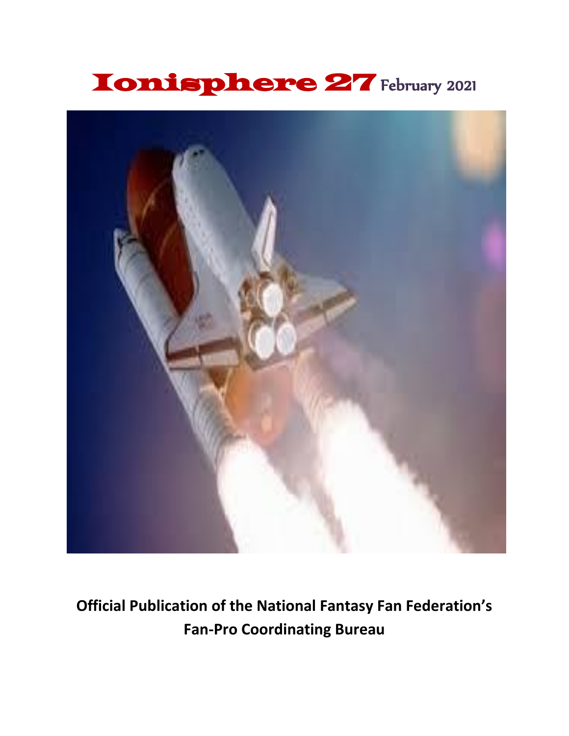# Ionisphere 27 February 2021

**Official Publication of the National Fantasy Fan Federation's Fan-Pro Coordinating Bureau**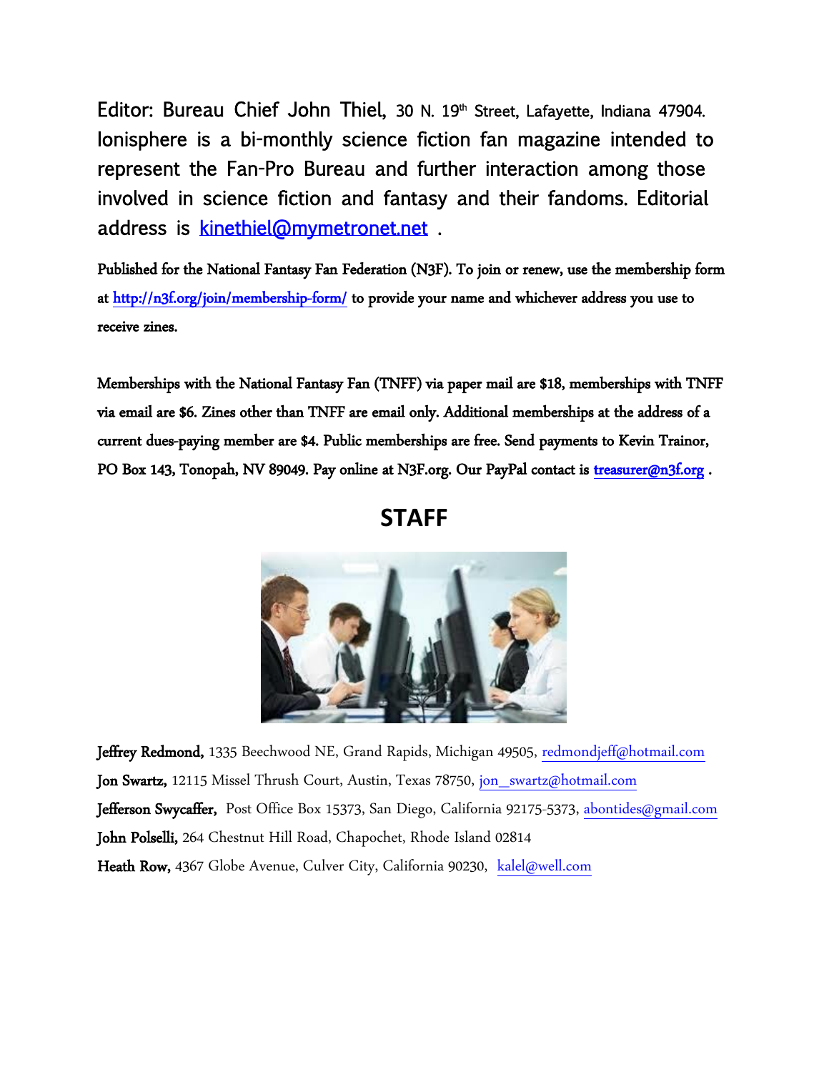Editor: Bureau Chief John Thiel, 30 N. 19th Street, Lafayette, Indiana 47904. Ionisphere is a bi-monthly science fiction fan magazine intended to represent the Fan-Pro Bureau and further interaction among those involved in science fiction and fantasy and their fandoms. Editorial address is kinethiel@mymetronet.net .

**Published for the National Fantasy Fan Federation (N3F). To join or renew, use the membership form at http://n3f.org/join/membership-form/ to provide your name and whichever address you use to receive zines.**

**Memberships with the National Fantasy Fan (TNFF) via paper mail are $18, memberships with TNFF via email are $6. Zines other than TNFF are email only. Additional memberships at the address of a current dues-paying member are $4. Public memberships are free. Send payments to Kevin Trainor, PO Box 143, Tonopah, NV 89049. Pay online at N3F.org. Our PayPal contact is treasurer@n3f.org .**

## STAFF

**Jeffrey Redmond,** 1335 Beechwood NE, Grand Rapids, Michigan 49505, redmondjeff@hotmail.com

**Jon Swartz,** 12115 Missel Thrush Court, Austin, Texas 78750, jon_swartz@hotmail.com

**Jefferson Swycaffer,** Post Office Box 15373, San Diego, California 92175-5373, abontides@gmail.com

**John Polselli,** 264 Chestnut Hill Road, Chapochet, Rhode Island 02814

**Heath Row,** 4367 Globe Avenue, Culver City, California 90230, kalel@well.com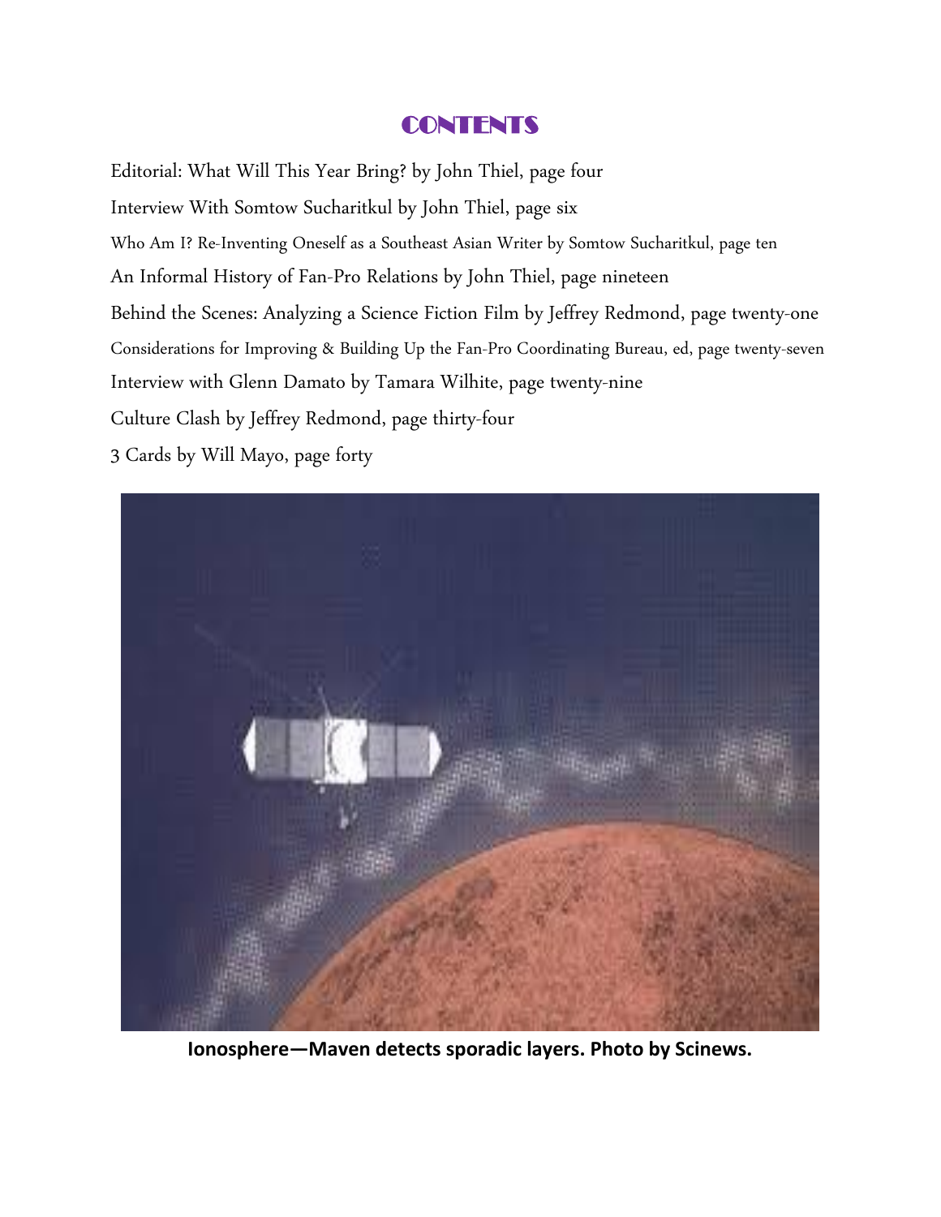# CONTENTS

Editorial: What Will This Year Bring? by John Thiel, page four

Interview With Somtow Sucharitkul by John Thiel, page six

Who Am I? Re-Inventing Oneself as a Southeast Asian Writer by Somtow Sucharitkul, page ten

An Informal History of Fan-Pro Relations by John Thiel, page nineteen

Behind the Scenes: Analyzing a Science Fiction Film by Jeffrey Redmond, page twenty-one

Considerations for Improving & Building Up the Fan-Pro Coordinating Bureau, ed, page twenty-seven

Interview with Glenn Damato by Tamara Wilhite, page twenty-nine

Culture Clash by Jeffrey Redmond, page thirty-four

3 Cards by Will Mayo, page forty

**Ionosphere—Maven detects sporadic layers. Photo by Scinews.**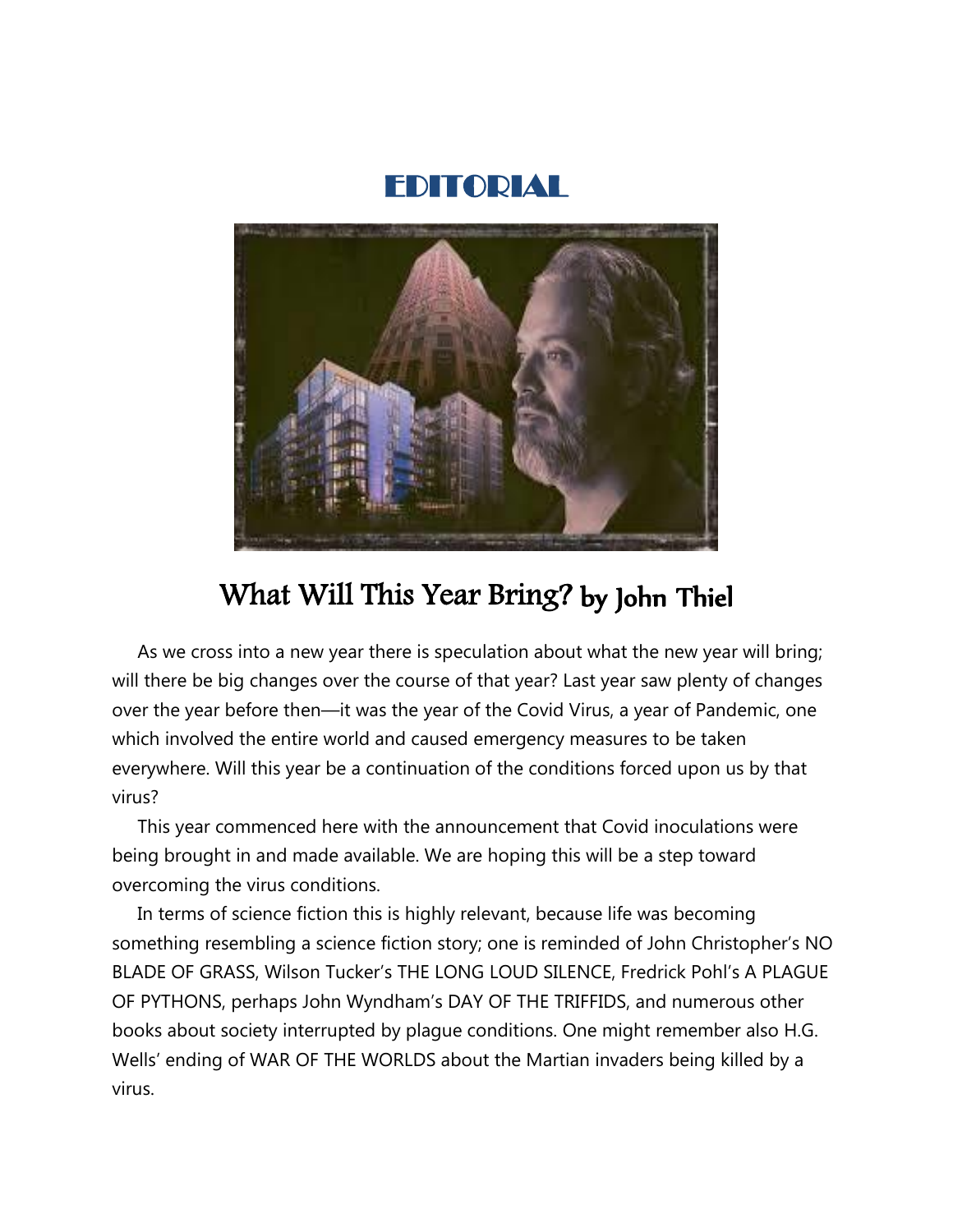# EDITORIAL

## What Will This Year Bring? by John Thiel

As we cross into a new year there is speculation about what the new year will bring; will there be big changes over the course of that year? Last year saw plenty of changes over the year before then—it was the year of the Covid Virus, a year of Pandemic, one which involved the entire world and caused emergency measures to be taken everywhere. Will this year be a continuation of the conditions forced upon us by that virus?

This year commenced here with the announcement that Covid inoculations were being brought in and made available. We are hoping this will be a step toward overcoming the virus conditions.

In terms of science fiction this is highly relevant, because life was becoming something resembling a science fiction story; one is reminded of John Christopher's NO BLADE OF GRASS, Wilson Tucker's THE LONG LOUD SILENCE, Fredrick Pohl's A PLAGUE OF PYTHONS, perhaps John Wyndham's DAY OF THE TRIFFIDS, and numerous other books about society interrupted by plague conditions. One might remember also H.G. Wells' ending of WAR OF THE WORLDS about the Martian invaders being killed by a virus.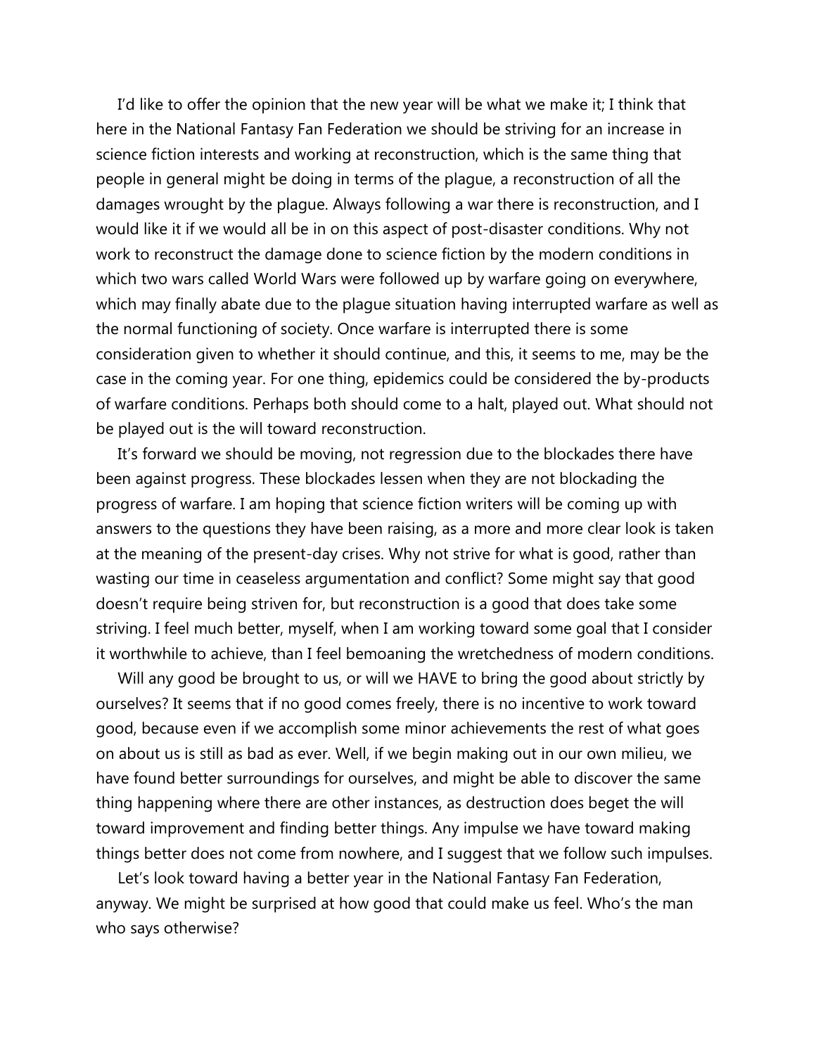I'd like to offer the opinion that the new year will be what we make it; I think that here in the National Fantasy Fan Federation we should be striving for an increase in science fiction interests and working at reconstruction, which is the same thing that people in general might be doing in terms of the plague, a reconstruction of all the damages wrought by the plague. Always following a war there is reconstruction, and I would like it if we would all be in on this aspect of post-disaster conditions. Why not work to reconstruct the damage done to science fiction by the modern conditions in which two wars called World Wars were followed up by warfare going on everywhere, which may finally abate due to the plague situation having interrupted warfare as well as the normal functioning of society. Once warfare is interrupted there is some consideration given to whether it should continue, and this, it seems to me, may be the case in the coming year. For one thing, epidemics could be considered the by-products of warfare conditions. Perhaps both should come to a halt, played out. What should not be played out is the will toward reconstruction.

It's forward we should be moving, not regression due to the blockades there have been against progress. These blockades lessen when they are not blockading the progress of warfare. I am hoping that science fiction writers will be coming up with answers to the questions they have been raising, as a more and more clear look is taken at the meaning of the present-day crises. Why not strive for what is good, rather than wasting our time in ceaseless argumentation and conflict? Some might say that good doesn't require being striven for, but reconstruction is a good that does take some striving. I feel much better, myself, when I am working toward some goal that I consider it worthwhile to achieve, than I feel bemoaning the wretchedness of modern conditions.

Will any good be brought to us, or will we HAVE to bring the good about strictly by ourselves? It seems that if no good comes freely, there is no incentive to work toward good, because even if we accomplish some minor achievements the rest of what goes on about us is still as bad as ever. Well, if we begin making out in our own milieu, we have found better surroundings for ourselves, and might be able to discover the same thing happening where there are other instances, as destruction does beget the will toward improvement and finding better things. Any impulse we have toward making things better does not come from nowhere, and I suggest that we follow such impulses.

Let's look toward having a better year in the National Fantasy Fan Federation, anyway. We might be surprised at how good that could make us feel. Who's the man who says otherwise?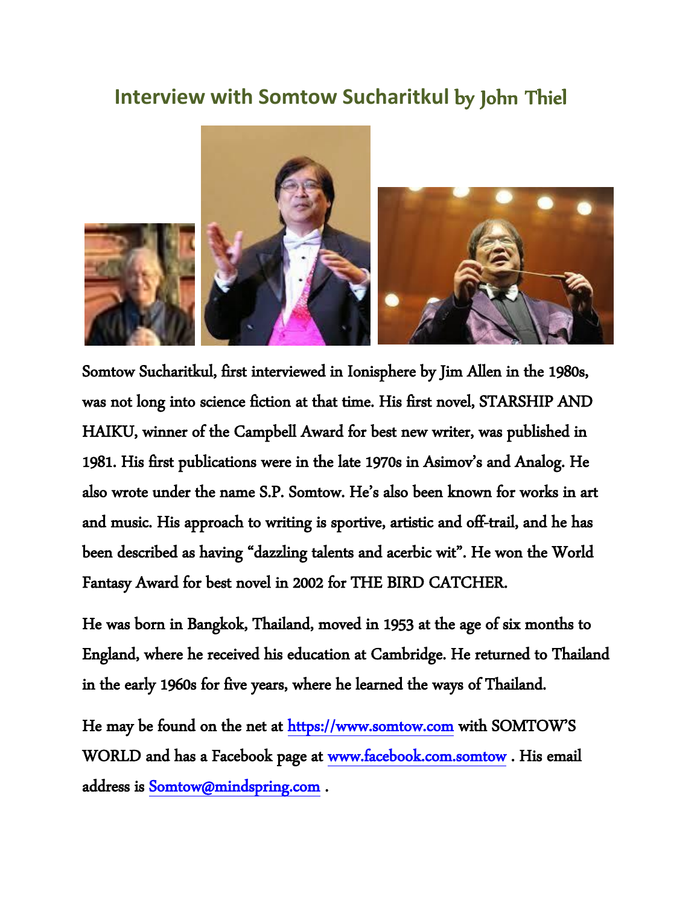## Interview with Somtow Sucharitkul by John Thiel

Somtow Sucharitkul, first interviewed in Ionisphere by Jim Allen in the 1980s, was not long into science fiction at that time. His first novel, STARSHIP AND HAIKU, winner of the Campbell Award for best new writer, was published in 1981. His first publications were in the late 1970s in Asimov's and Analog. He also wrote under the name S.P. Somtow. He's also been known for works in art and music. His approach to writing is sportive, artistic and off-trail, and he has been described as having "dazzling talents and acerbic wit". He won the World Fantasy Award for best novel in 2002 for THE BIRD CATCHER.

He was born in Bangkok, Thailand, moved in 1953 at the age of six months to England, where he received his education at Cambridge. He returned to Thailand in the early 1960s for five years, where he learned the ways of Thailand.

He may be found on the net at https://www.somtow.com with SOMTOW'S WORLD and has a Facebook page at www.facebook.com.somtow . His email address is Somtow@mindspring.com .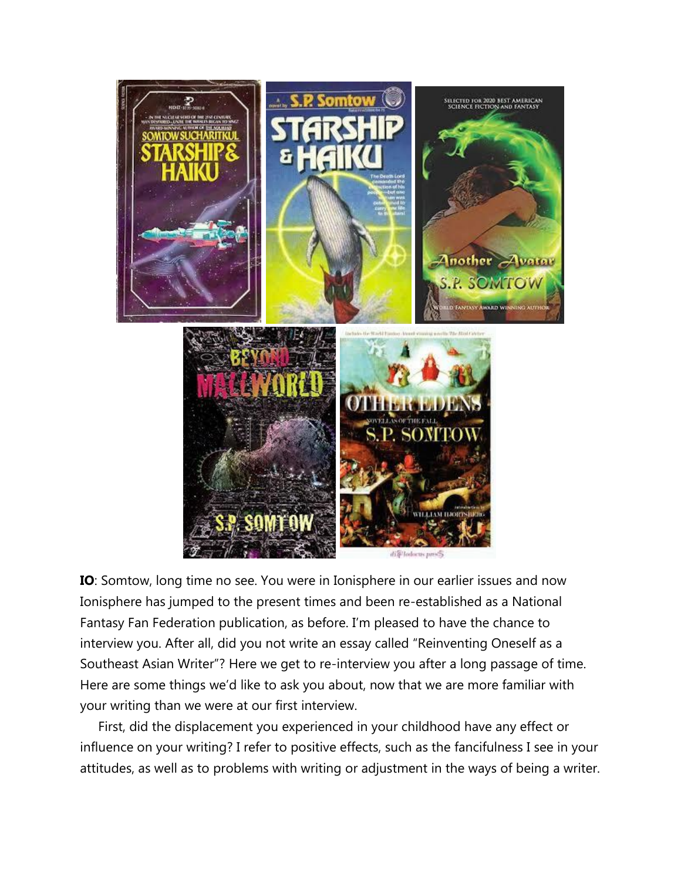**IO**: Somtow, long time no see. You were in Ionisphere in our earlier issues and now Ionisphere has jumped to the present times and been re-established as a National Fantasy Fan Federation publication, as before. I'm pleased to have the chance to interview you. After all, did you not write an essay called "Reinventing Oneself as a Southeast Asian Writer"? Here we get to re-interview you after a long passage of time. Here are some things we'd like to ask you about, now that we are more familiar with your writing than we were at our first interview.

First, did the displacement you experienced in your childhood have any effect or influence on your writing? I refer to positive effects, such as the fancifulness I see in your attitudes, as well as to problems with writing or adjustment in the ways of being a writer.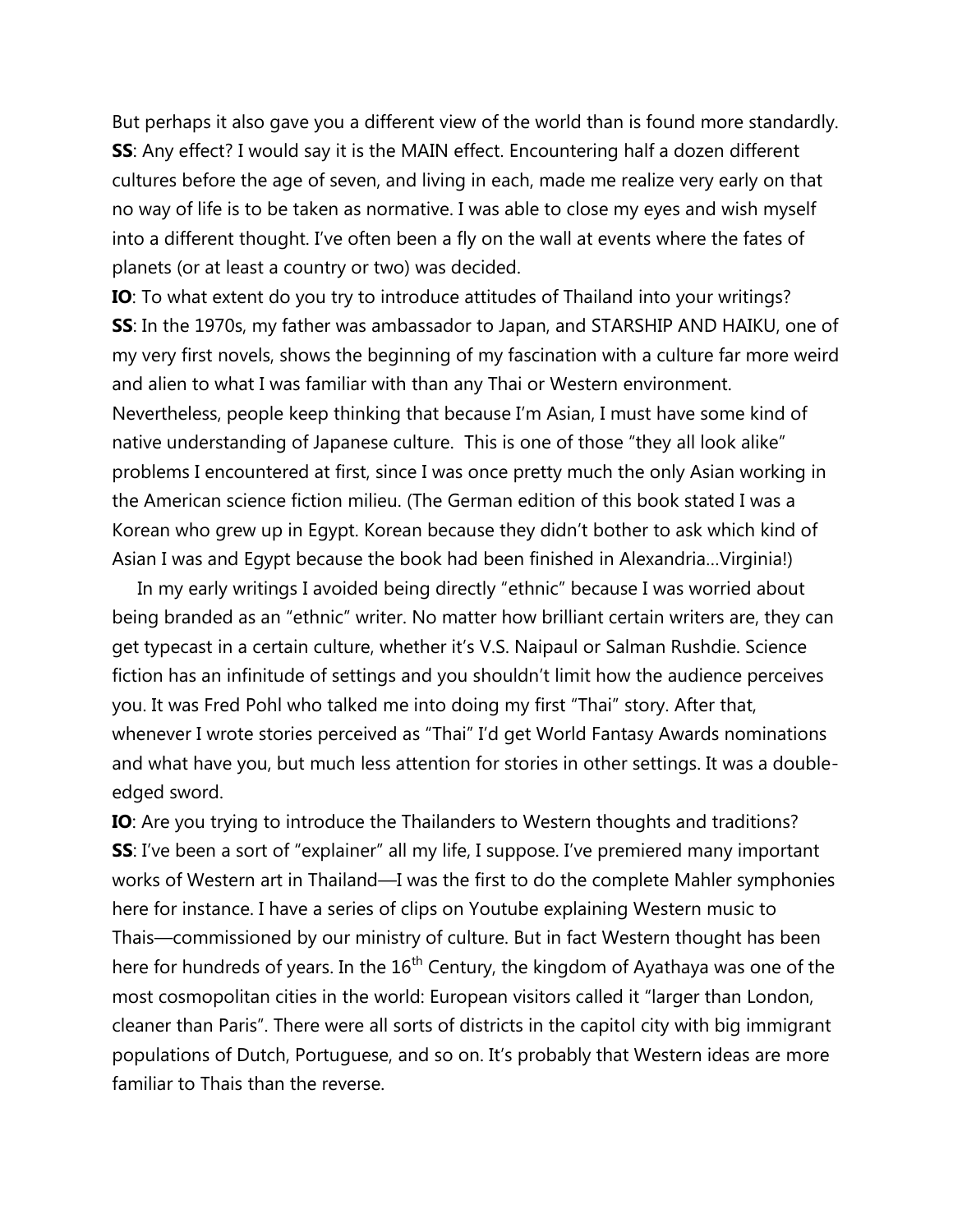But perhaps it also gave you a different view of the world than is found more standardly.

**SS**: Any effect? I would say it is the MAIN effect. Encountering half a dozen different cultures before the age of seven, and living in each, made me realize very early on that no way of life is to be taken as normative. I was able to close my eyes and wish myself into a different thought. I've often been a fly on the wall at events where the fates of planets (or at least a country or two) was decided.

**IO**: To what extent do you try to introduce attitudes of Thailand into your writings?

**SS**: In the 1970s, my father was ambassador to Japan, and STARSHIP AND HAIKU, one of my very first novels, shows the beginning of my fascination with a culture far more weird and alien to what I was familiar with than any Thai or Western environment. Nevertheless, people keep thinking that because I'm Asian, I must have some kind of native understanding of Japanese culture. This is one of those "they all look alike" problems I encountered at first, since I was once pretty much the only Asian working in the American science fiction milieu. (The German edition of this book stated I was a Korean who grew up in Egypt. Korean because they didn't bother to ask which kind of Asian I was and Egypt because the book had been finished in Alexandria…Virginia!)

In my early writings I avoided being directly "ethnic" because I was worried about being branded as an "ethnic" writer. No matter how brilliant certain writers are, they can get typecast in a certain culture, whether it's V.S. Naipaul or Salman Rushdie. Science fiction has an infinitude of settings and you shouldn't limit how the audience perceives you. It was Fred Pohl who talked me into doing my first "Thai" story. After that, whenever I wrote stories perceived as "Thai" I'd get World Fantasy Awards nominations and what have you, but much less attention for stories in other settings. It was a double-edged sword.

**IO**: Are you trying to introduce the Thailanders to Western thoughts and traditions?

**SS**: I've been a sort of "explainer" all my life, I suppose. I've premiered many important works of Western art in Thailand—I was the first to do the complete Mahler symphonies here for instance. I have a series of clips on Youtube explaining Western music to Thais—commissioned by our ministry of culture. But in fact Western thought has been here for hundreds of years. In the 16th Century, the kingdom of Ayathaya was one of the most cosmopolitan cities in the world: European visitors called it "larger than London, cleaner than Paris". There were all sorts of districts in the capitol city with big immigrant populations of Dutch, Portuguese, and so on. It's probably that Western ideas are more familiar to Thais than the reverse.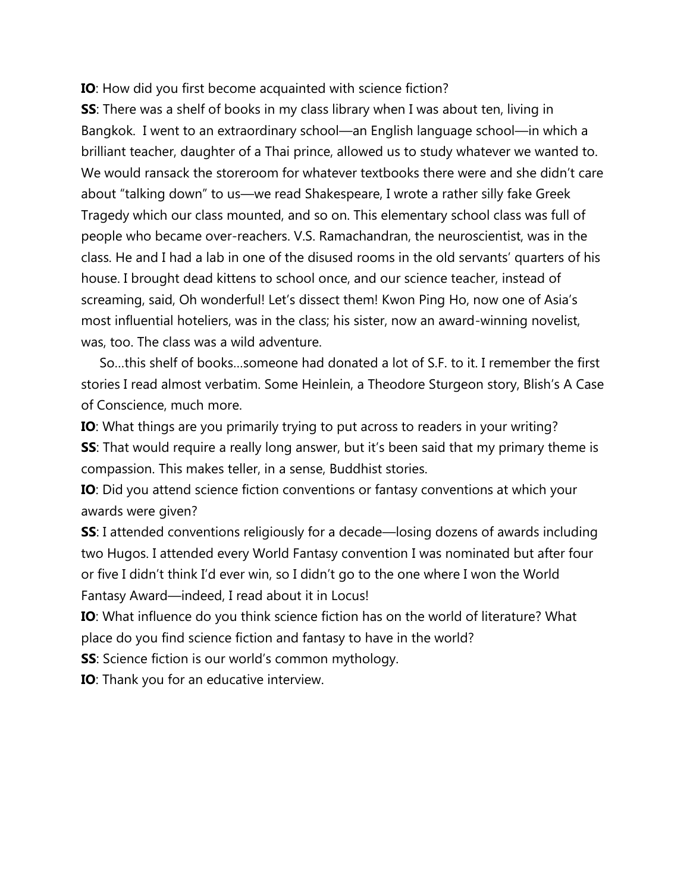**IO**: How did you first become acquainted with science fiction?

**SS**: There was a shelf of books in my class library when I was about ten, living in Bangkok. I went to an extraordinary school—an English language school—in which a brilliant teacher, daughter of a Thai prince, allowed us to study whatever we wanted to. We would ransack the storeroom for whatever textbooks there were and she didn't care about "talking down" to us—we read Shakespeare, I wrote a rather silly fake Greek Tragedy which our class mounted, and so on. This elementary school class was full of people who became over-reachers. V.S. Ramachandran, the neuroscientist, was in the class. He and I had a lab in one of the disused rooms in the old servants' quarters of his house. I brought dead kittens to school once, and our science teacher, instead of screaming, said, Oh wonderful! Let's dissect them! Kwon Ping Ho, now one of Asia's most influential hoteliers, was in the class; his sister, now an award-winning novelist, was, too. The class was a wild adventure.

So…this shelf of books…someone had donated a lot of S.F. to it. I remember the first stories I read almost verbatim. Some Heinlein, a Theodore Sturgeon story, Blish's A Case of Conscience, much more.

**IO**: What things are you primarily trying to put across to readers in your writing?

**SS**: That would require a really long answer, but it's been said that my primary theme is compassion. This makes teller, in a sense, Buddhist stories.

**IO**: Did you attend science fiction conventions or fantasy conventions at which your awards were given?

**SS**: I attended conventions religiously for a decade—losing dozens of awards including two Hugos. I attended every World Fantasy convention I was nominated but after four or five I didn't think I'd ever win, so I didn't go to the one where I won the World Fantasy Award—indeed, I read about it in Locus!

**IO**: What influence do you think science fiction has on the world of literature? What place do you find science fiction and fantasy to have in the world?

**SS**: Science fiction is our world's common mythology.

**IO**: Thank you for an educative interview.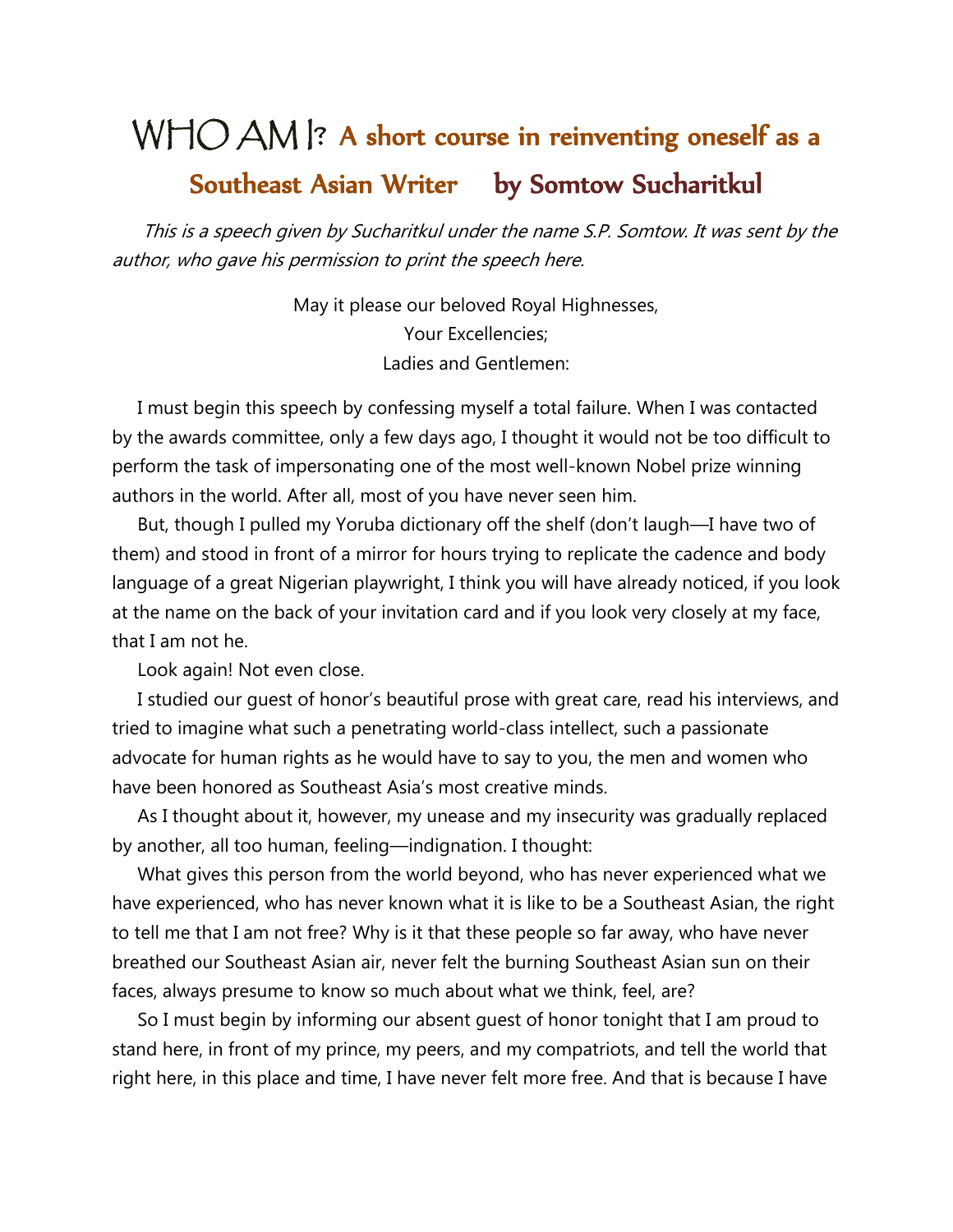# WHO AM I? A short course in reinventing oneself as a Southeast Asian Writer by Somtow Sucharitkul

*This is a speech given by Sucharitkul under the name S.P. Somtow. It was sent by the author, who gave his permission to print the speech here.*

May it please our beloved Royal Highnesses,
Your Excellencies;
Ladies and Gentlemen:

I must begin this speech by confessing myself a total failure. When I was contacted by the awards committee, only a few days ago, I thought it would not be too difficult to perform the task of impersonating one of the most well-known Nobel prize winning authors in the world. After all, most of you have never seen him.

But, though I pulled my Yoruba dictionary off the shelf (don't laugh—I have two of them) and stood in front of a mirror for hours trying to replicate the cadence and body language of a great Nigerian playwright, I think you will have already noticed, if you look at the name on the back of your invitation card and if you look very closely at my face, that I am not he.

Look again! Not even close.

I studied our guest of honor's beautiful prose with great care, read his interviews, and tried to imagine what such a penetrating world-class intellect, such a passionate advocate for human rights as he would have to say to you, the men and women who have been honored as Southeast Asia's most creative minds.

As I thought about it, however, my unease and my insecurity was gradually replaced by another, all too human, feeling—indignation. I thought:

What gives this person from the world beyond, who has never experienced what we have experienced, who has never known what it is like to be a Southeast Asian, the right to tell me that I am not free? Why is it that these people so far away, who have never breathed our Southeast Asian air, never felt the burning Southeast Asian sun on their faces, always presume to know so much about what we think, feel, are?

So I must begin by informing our absent guest of honor tonight that I am proud to stand here, in front of my prince, my peers, and my compatriots, and tell the world that right here, in this place and time, I have never felt more free. And that is because I have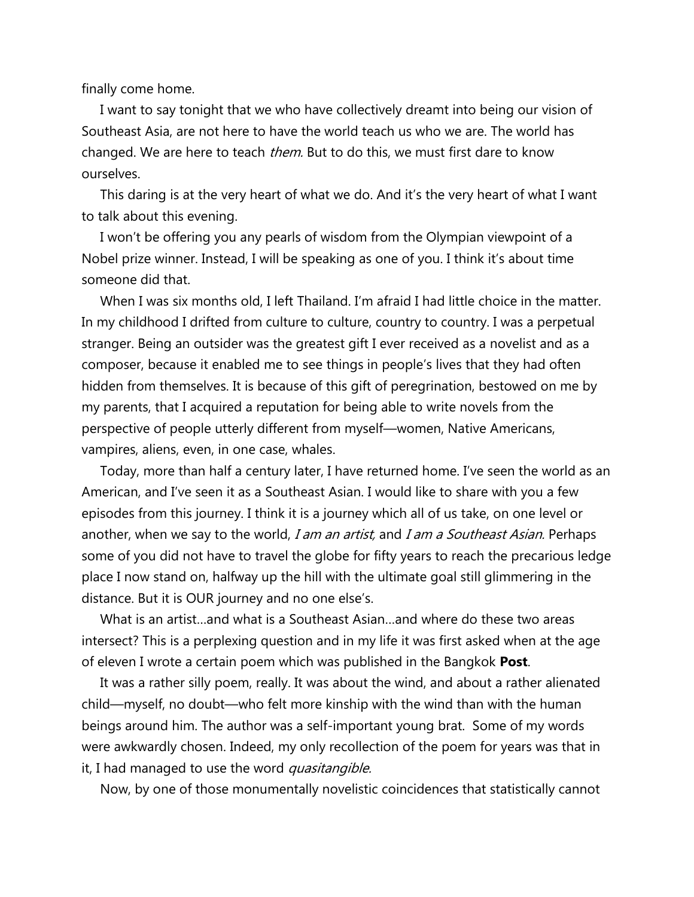finally come home.

I want to say tonight that we who have collectively dreamt into being our vision of Southeast Asia, are not here to have the world teach us who we are. The world has changed. We are here to teach *them.* But to do this, we must first dare to know ourselves.

This daring is at the very heart of what we do. And it's the very heart of what I want to talk about this evening.

I won't be offering you any pearls of wisdom from the Olympian viewpoint of a Nobel prize winner. Instead, I will be speaking as one of you. I think it's about time someone did that.

When I was six months old, I left Thailand. I'm afraid I had little choice in the matter. In my childhood I drifted from culture to culture, country to country. I was a perpetual stranger. Being an outsider was the greatest gift I ever received as a novelist and as a composer, because it enabled me to see things in people's lives that they had often hidden from themselves. It is because of this gift of peregrination, bestowed on me by my parents, that I acquired a reputation for being able to write novels from the perspective of people utterly different from myself—women, Native Americans, vampires, aliens, even, in one case, whales.

Today, more than half a century later, I have returned home. I've seen the world as an American, and I've seen it as a Southeast Asian. I would like to share with you a few episodes from this journey. I think it is a journey which all of us take, on one level or another, when we say to the world, *I am an artist,* and *I am a Southeast Asian.* Perhaps some of you did not have to travel the globe for fifty years to reach the precarious ledge place I now stand on, halfway up the hill with the ultimate goal still glimmering in the distance. But it is OUR journey and no one else's.

What is an artist…and what is a Southeast Asian…and where do these two areas intersect? This is a perplexing question and in my life it was first asked when at the age of eleven I wrote a certain poem which was published in the Bangkok **Post**.

It was a rather silly poem, really. It was about the wind, and about a rather alienated child—myself, no doubt—who felt more kinship with the wind than with the human beings around him. The author was a self-important young brat. Some of my words were awkwardly chosen. Indeed, my only recollection of the poem for years was that in it, I had managed to use the word *quasitangible.*

Now, by one of those monumentally novelistic coincidences that statistically cannot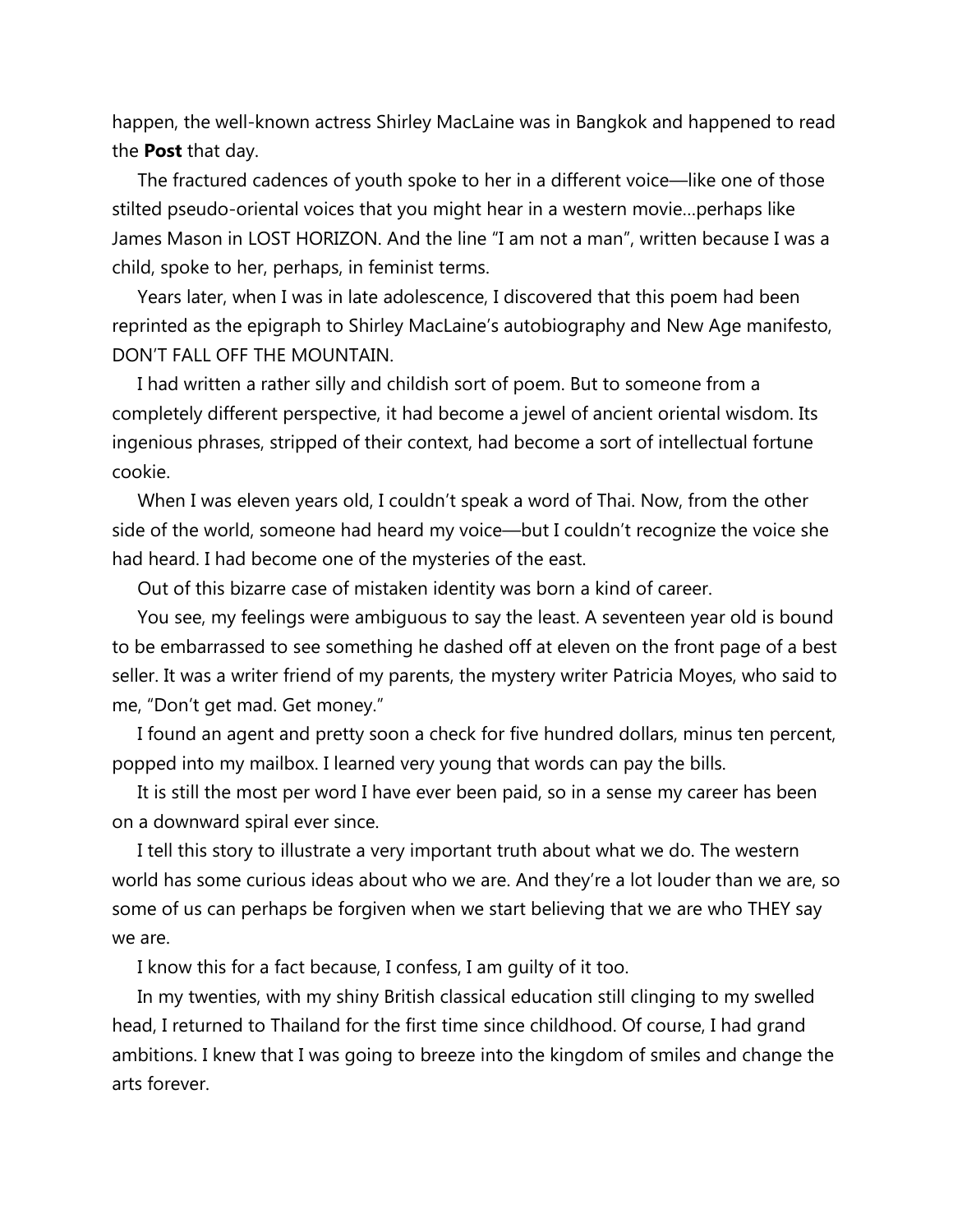happen, the well-known actress Shirley MacLaine was in Bangkok and happened to read the **Post** that day.

The fractured cadences of youth spoke to her in a different voice—like one of those stilted pseudo-oriental voices that you might hear in a western movie…perhaps like James Mason in LOST HORIZON. And the line "I am not a man", written because I was a child, spoke to her, perhaps, in feminist terms.

Years later, when I was in late adolescence, I discovered that this poem had been reprinted as the epigraph to Shirley MacLaine's autobiography and New Age manifesto, DON'T FALL OFF THE MOUNTAIN.

I had written a rather silly and childish sort of poem. But to someone from a completely different perspective, it had become a jewel of ancient oriental wisdom. Its ingenious phrases, stripped of their context, had become a sort of intellectual fortune cookie.

When I was eleven years old, I couldn't speak a word of Thai. Now, from the other side of the world, someone had heard my voice—but I couldn't recognize the voice she had heard. I had become one of the mysteries of the east.

Out of this bizarre case of mistaken identity was born a kind of career.

You see, my feelings were ambiguous to say the least. A seventeen year old is bound to be embarrassed to see something he dashed off at eleven on the front page of a best seller. It was a writer friend of my parents, the mystery writer Patricia Moyes, who said to me, "Don't get mad. Get money."

I found an agent and pretty soon a check for five hundred dollars, minus ten percent, popped into my mailbox. I learned very young that words can pay the bills.

It is still the most per word I have ever been paid, so in a sense my career has been on a downward spiral ever since.

I tell this story to illustrate a very important truth about what we do. The western world has some curious ideas about who we are. And they're a lot louder than we are, so some of us can perhaps be forgiven when we start believing that we are who THEY say we are.

I know this for a fact because, I confess, I am guilty of it too.

In my twenties, with my shiny British classical education still clinging to my swelled head, I returned to Thailand for the first time since childhood. Of course, I had grand ambitions. I knew that I was going to breeze into the kingdom of smiles and change the arts forever.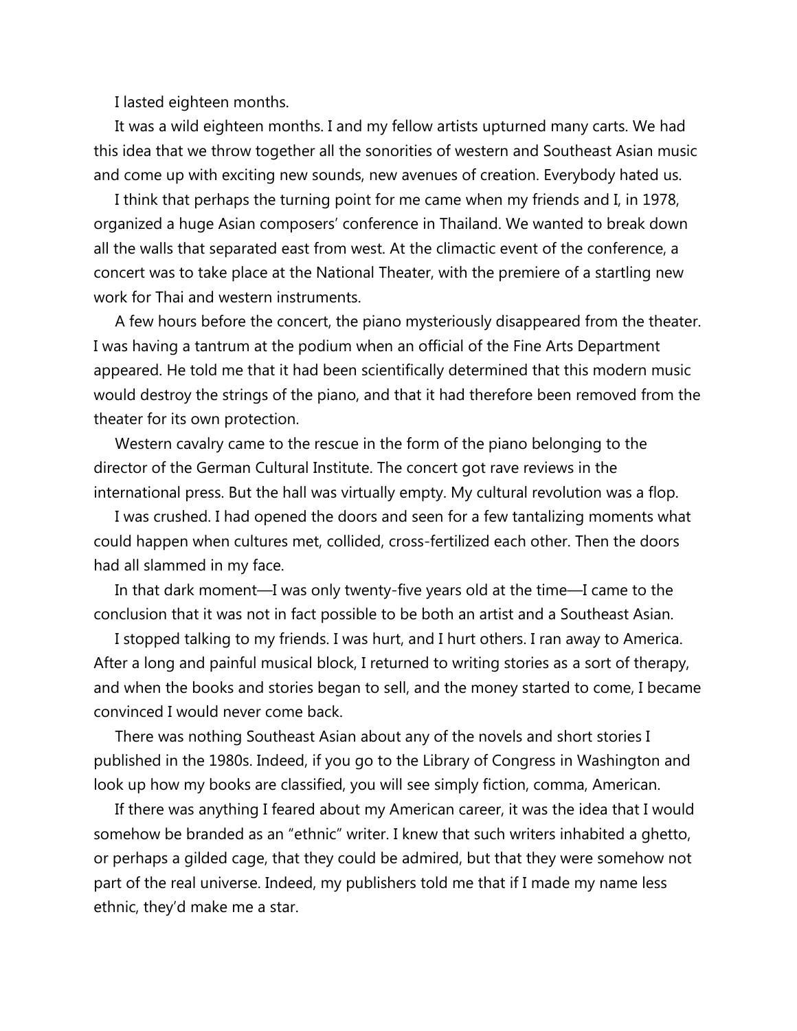I lasted eighteen months.

It was a wild eighteen months. I and my fellow artists upturned many carts. We had this idea that we throw together all the sonorities of western and Southeast Asian music and come up with exciting new sounds, new avenues of creation. Everybody hated us.

I think that perhaps the turning point for me came when my friends and I, in 1978, organized a huge Asian composers' conference in Thailand. We wanted to break down all the walls that separated east from west. At the climactic event of the conference, a concert was to take place at the National Theater, with the premiere of a startling new work for Thai and western instruments.

A few hours before the concert, the piano mysteriously disappeared from the theater. I was having a tantrum at the podium when an official of the Fine Arts Department appeared. He told me that it had been scientifically determined that this modern music would destroy the strings of the piano, and that it had therefore been removed from the theater for its own protection.

Western cavalry came to the rescue in the form of the piano belonging to the director of the German Cultural Institute. The concert got rave reviews in the international press. But the hall was virtually empty. My cultural revolution was a flop.

I was crushed. I had opened the doors and seen for a few tantalizing moments what could happen when cultures met, collided, cross-fertilized each other. Then the doors had all slammed in my face.

In that dark moment—I was only twenty-five years old at the time—I came to the conclusion that it was not in fact possible to be both an artist and a Southeast Asian.

I stopped talking to my friends. I was hurt, and I hurt others. I ran away to America. After a long and painful musical block, I returned to writing stories as a sort of therapy, and when the books and stories began to sell, and the money started to come, I became convinced I would never come back.

There was nothing Southeast Asian about any of the novels and short stories I published in the 1980s. Indeed, if you go to the Library of Congress in Washington and look up how my books are classified, you will see simply fiction, comma, American.

If there was anything I feared about my American career, it was the idea that I would somehow be branded as an "ethnic" writer. I knew that such writers inhabited a ghetto, or perhaps a gilded cage, that they could be admired, but that they were somehow not part of the real universe. Indeed, my publishers told me that if I made my name less ethnic, they'd make me a star.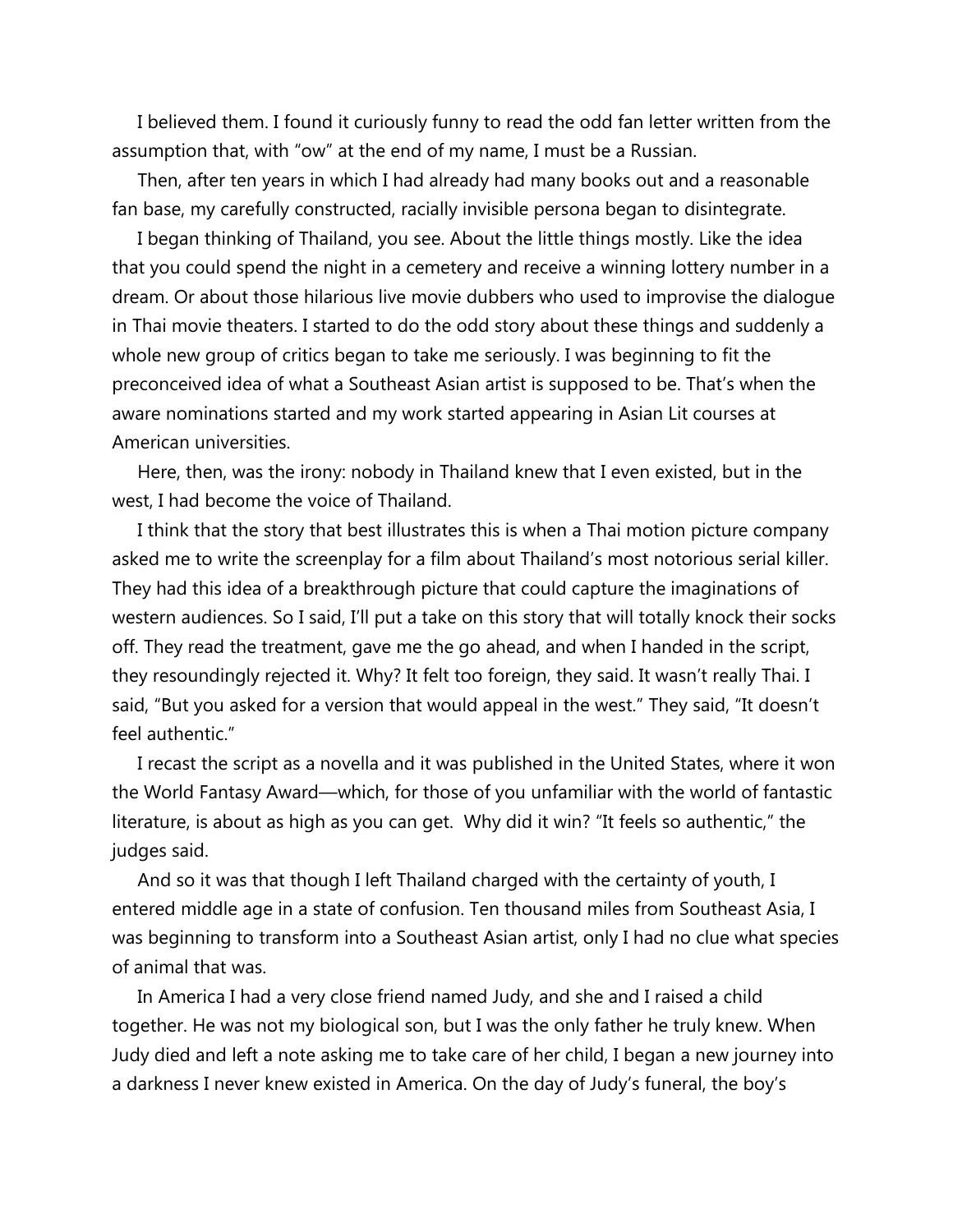I believed them. I found it curiously funny to read the odd fan letter written from the assumption that, with "ow" at the end of my name, I must be a Russian.

Then, after ten years in which I had already had many books out and a reasonable fan base, my carefully constructed, racially invisible persona began to disintegrate.

I began thinking of Thailand, you see. About the little things mostly. Like the idea that you could spend the night in a cemetery and receive a winning lottery number in a dream. Or about those hilarious live movie dubbers who used to improvise the dialogue in Thai movie theaters. I started to do the odd story about these things and suddenly a whole new group of critics began to take me seriously. I was beginning to fit the preconceived idea of what a Southeast Asian artist is supposed to be. That's when the aware nominations started and my work started appearing in Asian Lit courses at American universities.

Here, then, was the irony: nobody in Thailand knew that I even existed, but in the west, I had become the voice of Thailand.

I think that the story that best illustrates this is when a Thai motion picture company asked me to write the screenplay for a film about Thailand's most notorious serial killer. They had this idea of a breakthrough picture that could capture the imaginations of western audiences. So I said, I'll put a take on this story that will totally knock their socks off. They read the treatment, gave me the go ahead, and when I handed in the script, they resoundingly rejected it. Why? It felt too foreign, they said. It wasn't really Thai. I said, "But you asked for a version that would appeal in the west." They said, "It doesn't feel authentic."

I recast the script as a novella and it was published in the United States, where it won the World Fantasy Award—which, for those of you unfamiliar with the world of fantastic literature, is about as high as you can get. Why did it win? "It feels so authentic," the judges said.

And so it was that though I left Thailand charged with the certainty of youth, I entered middle age in a state of confusion. Ten thousand miles from Southeast Asia, I was beginning to transform into a Southeast Asian artist, only I had no clue what species of animal that was.

In America I had a very close friend named Judy, and she and I raised a child together. He was not my biological son, but I was the only father he truly knew. When Judy died and left a note asking me to take care of her child, I began a new journey into a darkness I never knew existed in America. On the day of Judy's funeral, the boy's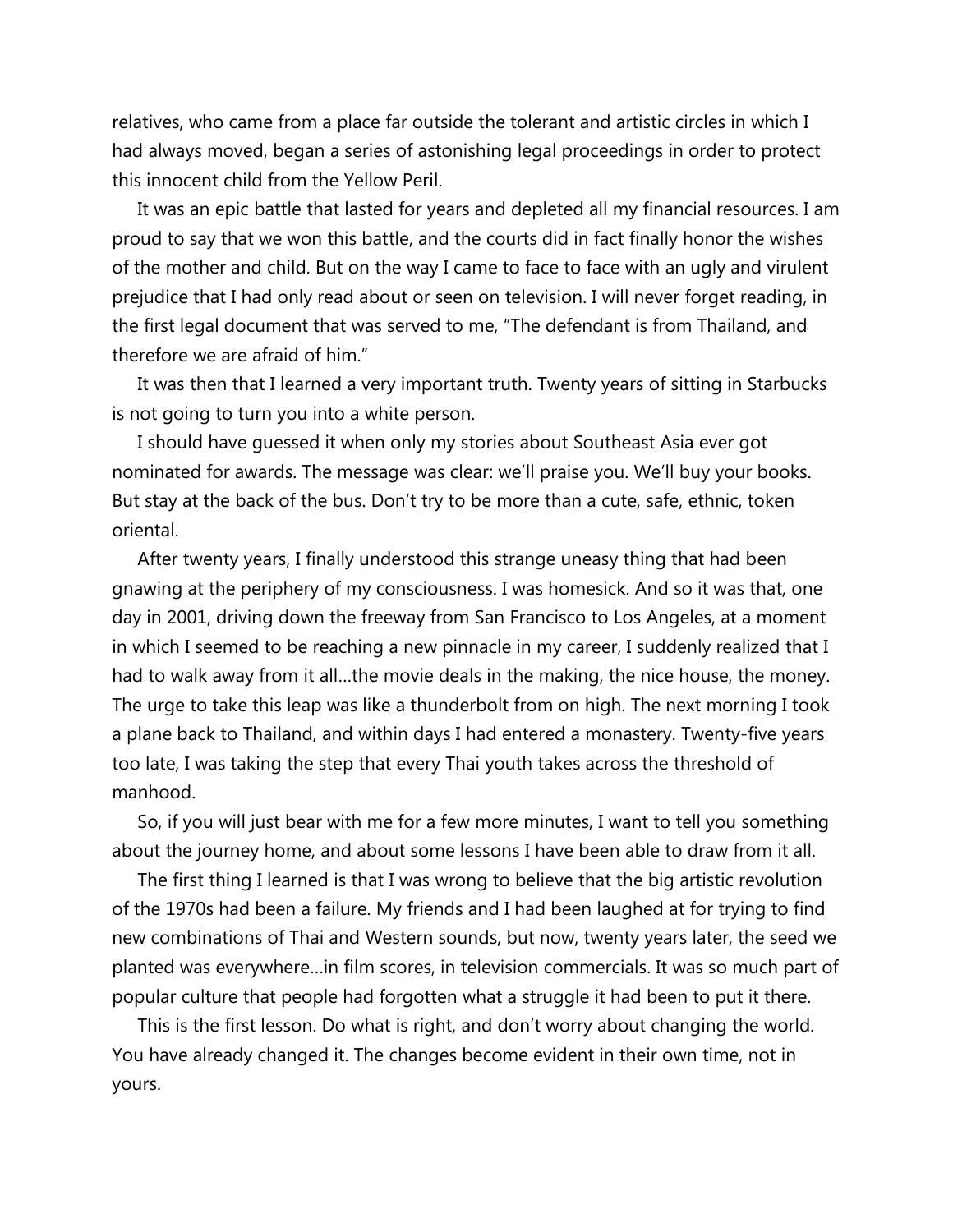relatives, who came from a place far outside the tolerant and artistic circles in which I had always moved, began a series of astonishing legal proceedings in order to protect this innocent child from the Yellow Peril.

It was an epic battle that lasted for years and depleted all my financial resources. I am proud to say that we won this battle, and the courts did in fact finally honor the wishes of the mother and child. But on the way I came to face to face with an ugly and virulent prejudice that I had only read about or seen on television. I will never forget reading, in the first legal document that was served to me, "The defendant is from Thailand, and therefore we are afraid of him."

It was then that I learned a very important truth. Twenty years of sitting in Starbucks is not going to turn you into a white person.

I should have guessed it when only my stories about Southeast Asia ever got nominated for awards. The message was clear: we'll praise you. We'll buy your books. But stay at the back of the bus. Don't try to be more than a cute, safe, ethnic, token oriental.

After twenty years, I finally understood this strange uneasy thing that had been gnawing at the periphery of my consciousness. I was homesick. And so it was that, one day in 2001, driving down the freeway from San Francisco to Los Angeles, at a moment in which I seemed to be reaching a new pinnacle in my career, I suddenly realized that I had to walk away from it all…the movie deals in the making, the nice house, the money. The urge to take this leap was like a thunderbolt from on high. The next morning I took a plane back to Thailand, and within days I had entered a monastery. Twenty-five years too late, I was taking the step that every Thai youth takes across the threshold of manhood.

So, if you will just bear with me for a few more minutes, I want to tell you something about the journey home, and about some lessons I have been able to draw from it all.

The first thing I learned is that I was wrong to believe that the big artistic revolution of the 1970s had been a failure. My friends and I had been laughed at for trying to find new combinations of Thai and Western sounds, but now, twenty years later, the seed we planted was everywhere…in film scores, in television commercials. It was so much part of popular culture that people had forgotten what a struggle it had been to put it there.

This is the first lesson. Do what is right, and don't worry about changing the world. You have already changed it. The changes become evident in their own time, not in yours.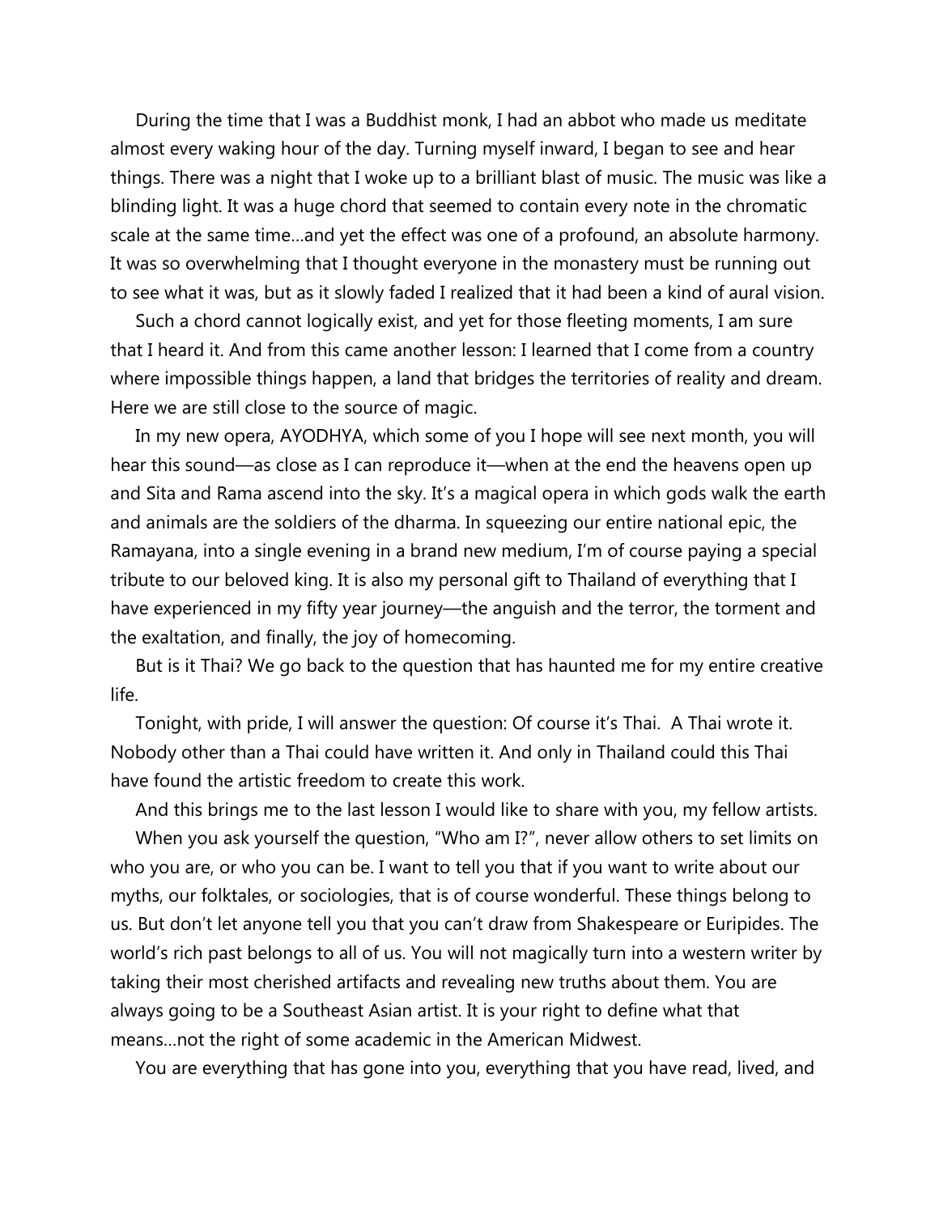During the time that I was a Buddhist monk, I had an abbot who made us meditate almost every waking hour of the day. Turning myself inward, I began to see and hear things. There was a night that I woke up to a brilliant blast of music. The music was like a blinding light. It was a huge chord that seemed to contain every note in the chromatic scale at the same time…and yet the effect was one of a profound, an absolute harmony. It was so overwhelming that I thought everyone in the monastery must be running out to see what it was, but as it slowly faded I realized that it had been a kind of aural vision.

Such a chord cannot logically exist, and yet for those fleeting moments, I am sure that I heard it. And from this came another lesson: I learned that I come from a country where impossible things happen, a land that bridges the territories of reality and dream. Here we are still close to the source of magic.

In my new opera, AYODHYA, which some of you I hope will see next month, you will hear this sound—as close as I can reproduce it—when at the end the heavens open up and Sita and Rama ascend into the sky. It's a magical opera in which gods walk the earth and animals are the soldiers of the dharma. In squeezing our entire national epic, the Ramayana, into a single evening in a brand new medium, I'm of course paying a special tribute to our beloved king. It is also my personal gift to Thailand of everything that I have experienced in my fifty year journey—the anguish and the terror, the torment and the exaltation, and finally, the joy of homecoming.

But is it Thai? We go back to the question that has haunted me for my entire creative life.

Tonight, with pride, I will answer the question: Of course it's Thai. A Thai wrote it. Nobody other than a Thai could have written it. And only in Thailand could this Thai have found the artistic freedom to create this work.

And this brings me to the last lesson I would like to share with you, my fellow artists.

When you ask yourself the question, "Who am I?", never allow others to set limits on who you are, or who you can be. I want to tell you that if you want to write about our myths, our folktales, or sociologies, that is of course wonderful. These things belong to us. But don't let anyone tell you that you can't draw from Shakespeare or Euripides. The world's rich past belongs to all of us. You will not magically turn into a western writer by taking their most cherished artifacts and revealing new truths about them. You are always going to be a Southeast Asian artist. It is your right to define what that means…not the right of some academic in the American Midwest.

You are everything that has gone into you, everything that you have read, lived, and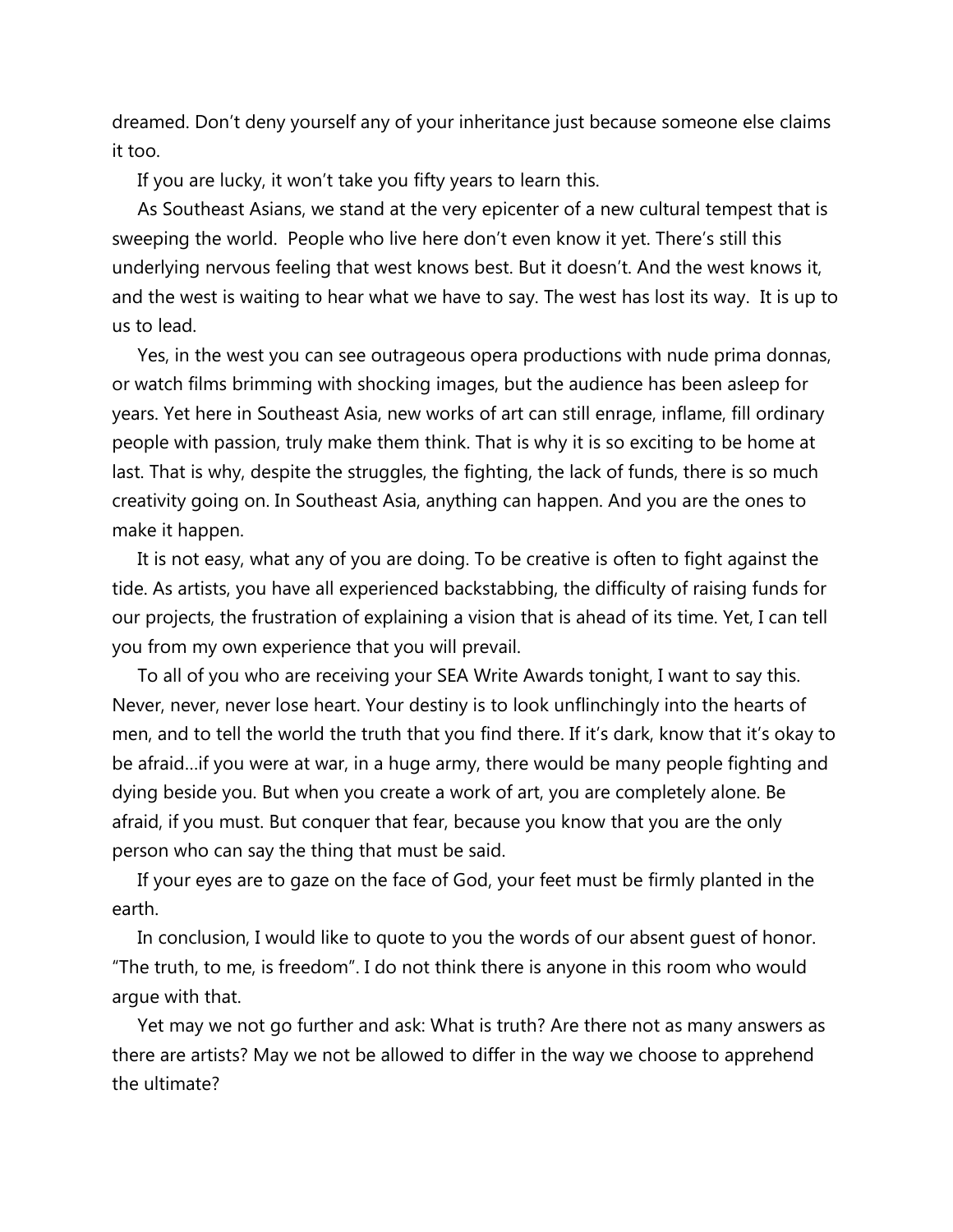dreamed. Don't deny yourself any of your inheritance just because someone else claims it too.

If you are lucky, it won't take you fifty years to learn this.

As Southeast Asians, we stand at the very epicenter of a new cultural tempest that is sweeping the world. People who live here don't even know it yet. There's still this underlying nervous feeling that west knows best. But it doesn't. And the west knows it, and the west is waiting to hear what we have to say. The west has lost its way. It is up to us to lead.

Yes, in the west you can see outrageous opera productions with nude prima donnas, or watch films brimming with shocking images, but the audience has been asleep for years. Yet here in Southeast Asia, new works of art can still enrage, inflame, fill ordinary people with passion, truly make them think. That is why it is so exciting to be home at last. That is why, despite the struggles, the fighting, the lack of funds, there is so much creativity going on. In Southeast Asia, anything can happen. And you are the ones to make it happen.

It is not easy, what any of you are doing. To be creative is often to fight against the tide. As artists, you have all experienced backstabbing, the difficulty of raising funds for our projects, the frustration of explaining a vision that is ahead of its time. Yet, I can tell you from my own experience that you will prevail.

To all of you who are receiving your SEA Write Awards tonight, I want to say this. Never, never, never lose heart. Your destiny is to look unflinchingly into the hearts of men, and to tell the world the truth that you find there. If it's dark, know that it's okay to be afraid…if you were at war, in a huge army, there would be many people fighting and dying beside you. But when you create a work of art, you are completely alone. Be afraid, if you must. But conquer that fear, because you know that you are the only person who can say the thing that must be said.

If your eyes are to gaze on the face of God, your feet must be firmly planted in the earth.

In conclusion, I would like to quote to you the words of our absent guest of honor. "The truth, to me, is freedom". I do not think there is anyone in this room who would argue with that.

Yet may we not go further and ask: What is truth? Are there not as many answers as there are artists? May we not be allowed to differ in the way we choose to apprehend the ultimate?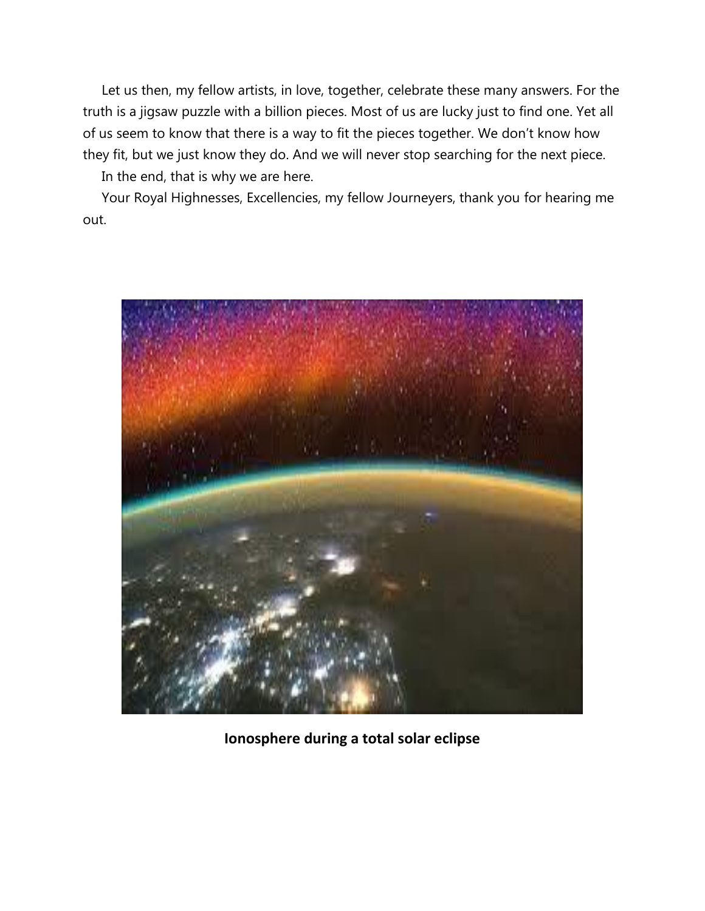Let us then, my fellow artists, in love, together, celebrate these many answers. For the truth is a jigsaw puzzle with a billion pieces. Most of us are lucky just to find one. Yet all of us seem to know that there is a way to fit the pieces together. We don't know how they fit, but we just know they do. And we will never stop searching for the next piece.

In the end, that is why we are here.

Your Royal Highnesses, Excellencies, my fellow Journeyers, thank you for hearing me out.

**Ionosphere during a total solar eclipse**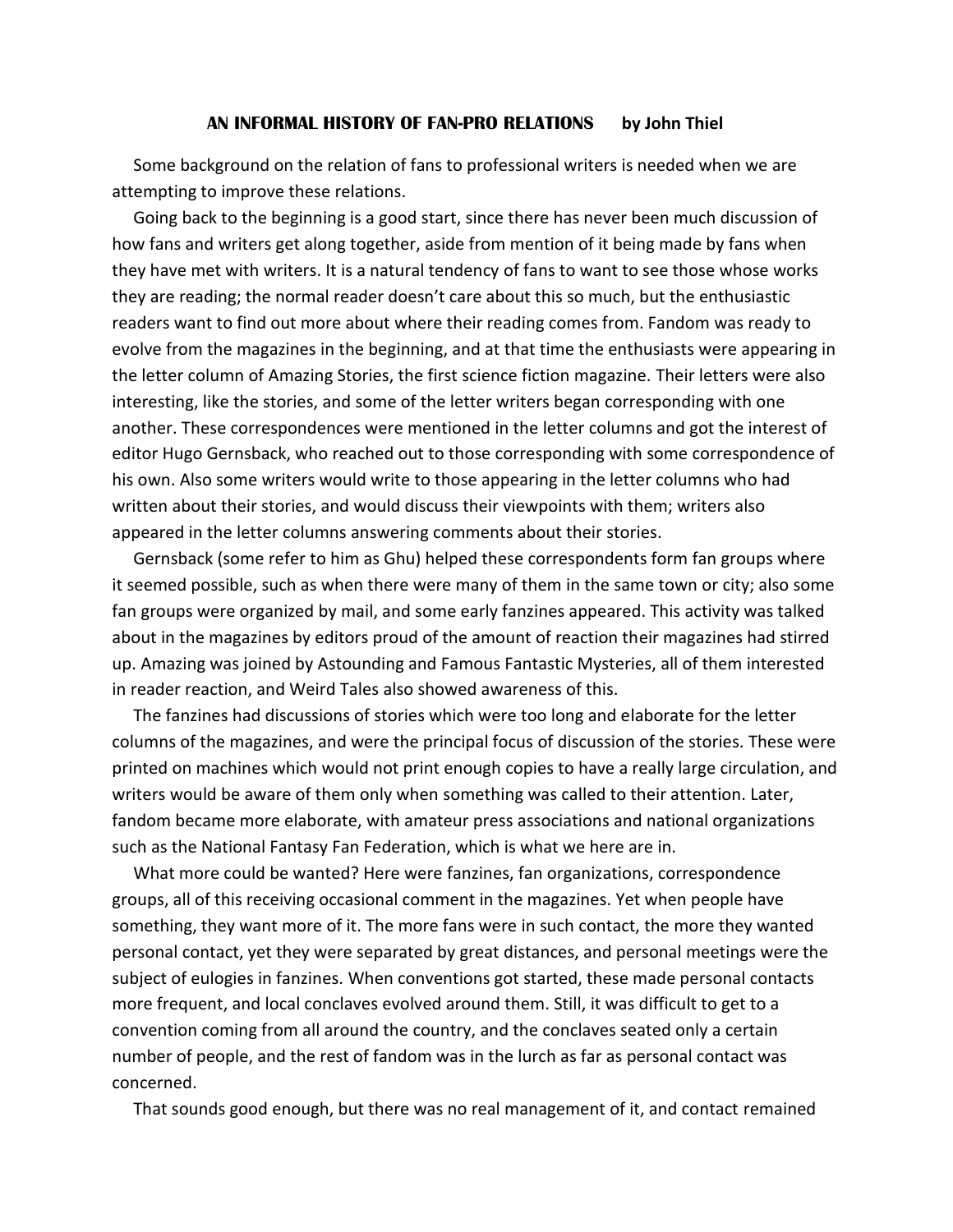**AN INFORMAL HISTORY OF FAN-PRO RELATIONS** **by John Thiel**

Some background on the relation of fans to professional writers is needed when we are attempting to improve these relations.

Going back to the beginning is a good start, since there has never been much discussion of how fans and writers get along together, aside from mention of it being made by fans when they have met with writers. It is a natural tendency of fans to want to see those whose works they are reading; the normal reader doesn't care about this so much, but the enthusiastic readers want to find out more about where their reading comes from. Fandom was ready to evolve from the magazines in the beginning, and at that time the enthusiasts were appearing in the letter column of Amazing Stories, the first science fiction magazine. Their letters were also interesting, like the stories, and some of the letter writers began corresponding with one another. These correspondences were mentioned in the letter columns and got the interest of editor Hugo Gernsback, who reached out to those corresponding with some correspondence of his own. Also some writers would write to those appearing in the letter columns who had written about their stories, and would discuss their viewpoints with them; writers also appeared in the letter columns answering comments about their stories.

Gernsback (some refer to him as Ghu) helped these correspondents form fan groups where it seemed possible, such as when there were many of them in the same town or city; also some fan groups were organized by mail, and some early fanzines appeared. This activity was talked about in the magazines by editors proud of the amount of reaction their magazines had stirred up. Amazing was joined by Astounding and Famous Fantastic Mysteries, all of them interested in reader reaction, and Weird Tales also showed awareness of this.

The fanzines had discussions of stories which were too long and elaborate for the letter columns of the magazines, and were the principal focus of discussion of the stories. These were printed on machines which would not print enough copies to have a really large circulation, and writers would be aware of them only when something was called to their attention. Later, fandom became more elaborate, with amateur press associations and national organizations such as the National Fantasy Fan Federation, which is what we here are in.

What more could be wanted? Here were fanzines, fan organizations, correspondence groups, all of this receiving occasional comment in the magazines. Yet when people have something, they want more of it. The more fans were in such contact, the more they wanted personal contact, yet they were separated by great distances, and personal meetings were the subject of eulogies in fanzines. When conventions got started, these made personal contacts more frequent, and local conclaves evolved around them. Still, it was difficult to get to a convention coming from all around the country, and the conclaves seated only a certain number of people, and the rest of fandom was in the lurch as far as personal contact was concerned.

That sounds good enough, but there was no real management of it, and contact remained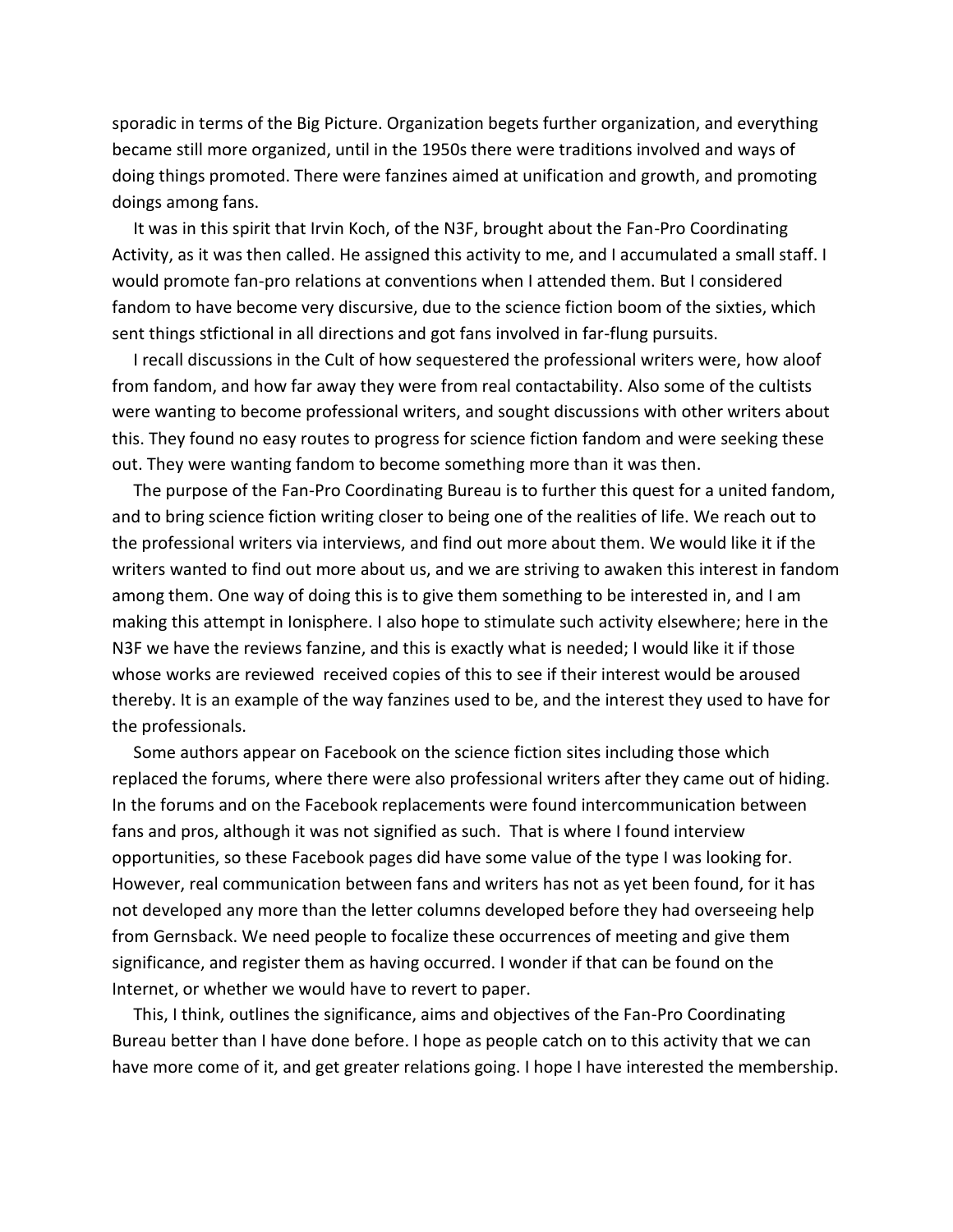sporadic in terms of the Big Picture. Organization begets further organization, and everything became still more organized, until in the 1950s there were traditions involved and ways of doing things promoted. There were fanzines aimed at unification and growth, and promoting doings among fans.

It was in this spirit that Irvin Koch, of the N3F, brought about the Fan-Pro Coordinating Activity, as it was then called. He assigned this activity to me, and I accumulated a small staff. I would promote fan-pro relations at conventions when I attended them. But I considered fandom to have become very discursive, due to the science fiction boom of the sixties, which sent things stfictional in all directions and got fans involved in far-flung pursuits.

I recall discussions in the Cult of how sequestered the professional writers were, how aloof from fandom, and how far away they were from real contactability. Also some of the cultists were wanting to become professional writers, and sought discussions with other writers about this. They found no easy routes to progress for science fiction fandom and were seeking these out. They were wanting fandom to become something more than it was then.

The purpose of the Fan-Pro Coordinating Bureau is to further this quest for a united fandom, and to bring science fiction writing closer to being one of the realities of life. We reach out to the professional writers via interviews, and find out more about them. We would like it if the writers wanted to find out more about us, and we are striving to awaken this interest in fandom among them. One way of doing this is to give them something to be interested in, and I am making this attempt in Ionisphere. I also hope to stimulate such activity elsewhere; here in the N3F we have the reviews fanzine, and this is exactly what is needed; I would like it if those whose works are reviewed received copies of this to see if their interest would be aroused thereby. It is an example of the way fanzines used to be, and the interest they used to have for the professionals.

Some authors appear on Facebook on the science fiction sites including those which replaced the forums, where there were also professional writers after they came out of hiding. In the forums and on the Facebook replacements were found intercommunication between fans and pros, although it was not signified as such. That is where I found interview opportunities, so these Facebook pages did have some value of the type I was looking for. However, real communication between fans and writers has not as yet been found, for it has not developed any more than the letter columns developed before they had overseeing help from Gernsback. We need people to focalize these occurrences of meeting and give them significance, and register them as having occurred. I wonder if that can be found on the Internet, or whether we would have to revert to paper.

This, I think, outlines the significance, aims and objectives of the Fan-Pro Coordinating Bureau better than I have done before. I hope as people catch on to this activity that we can have more come of it, and get greater relations going. I hope I have interested the membership.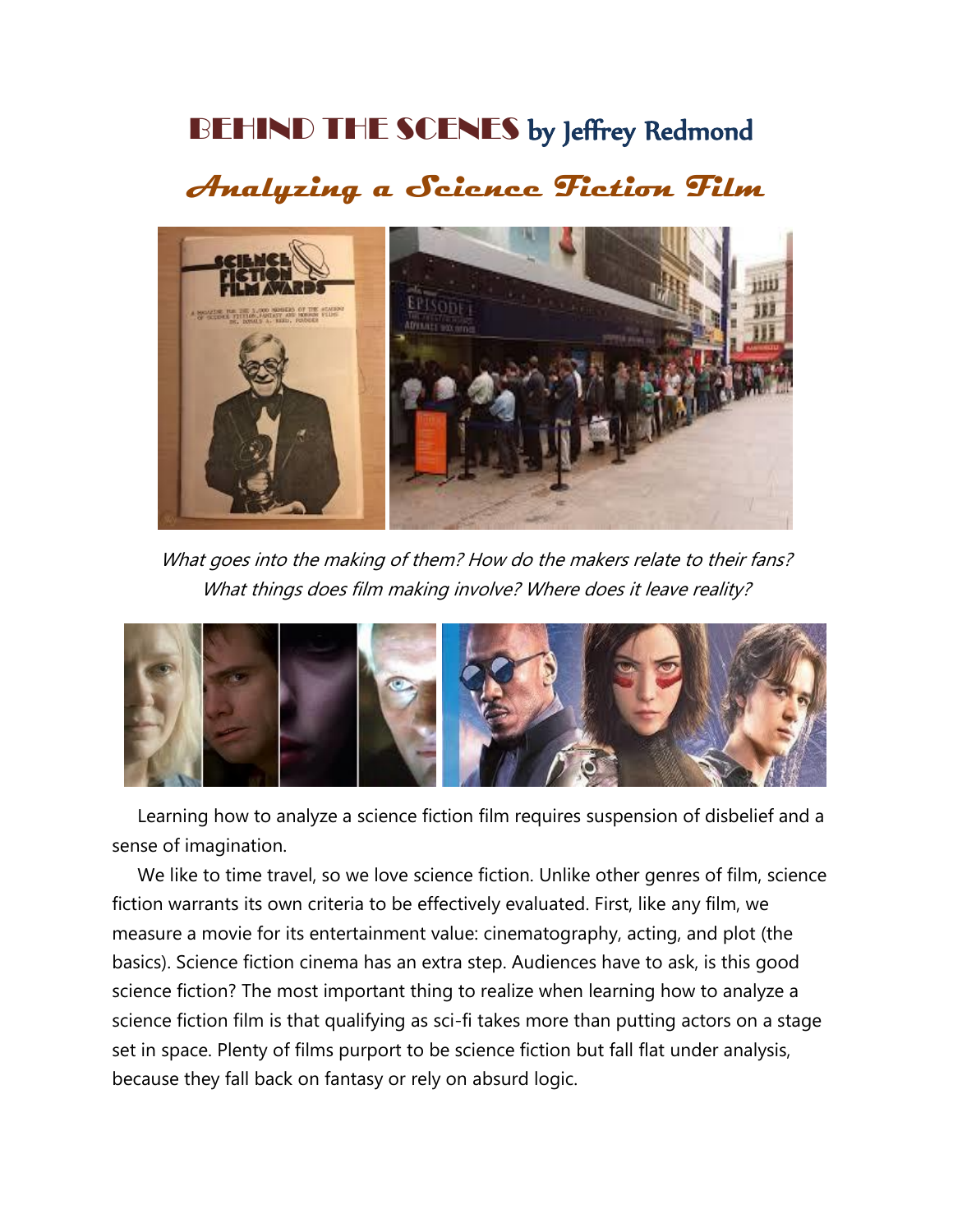# BEHIND THE SCENES by Jeffrey Redmond

## *Analyzing a Science Fiction Film*

*What goes into the making of them? How do the makers relate to their fans? What things does film making involve? Where does it leave reality?*

Learning how to analyze a science fiction film requires suspension of disbelief and a sense of imagination.

We like to time travel, so we love science fiction. Unlike other genres of film, science fiction warrants its own criteria to be effectively evaluated. First, like any film, we measure a movie for its entertainment value: cinematography, acting, and plot (the basics). Science fiction cinema has an extra step. Audiences have to ask, is this good science fiction? The most important thing to realize when learning how to analyze a science fiction film is that qualifying as sci-fi takes more than putting actors on a stage set in space. Plenty of films purport to be science fiction but fall flat under analysis, because they fall back on fantasy or rely on absurd logic.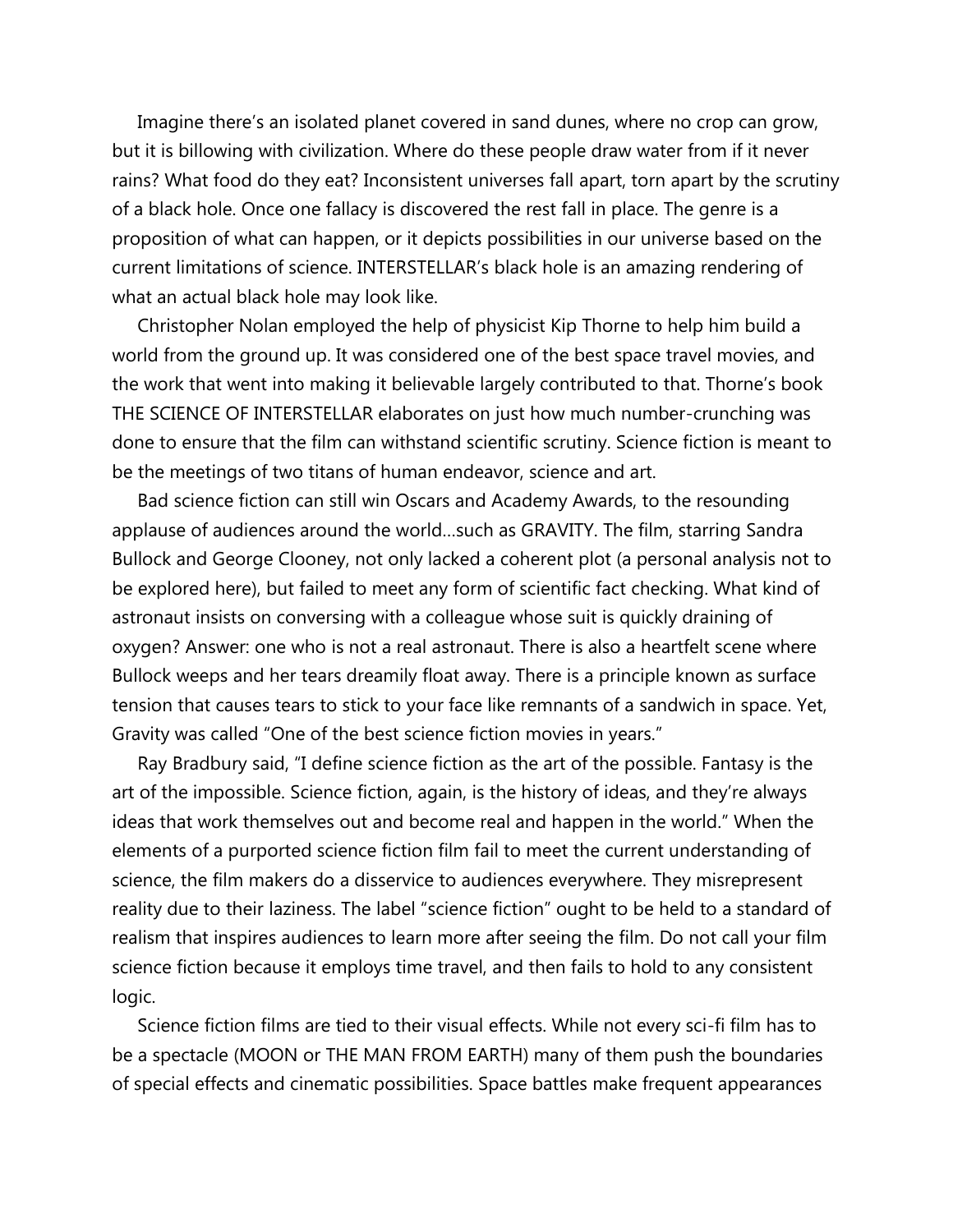Imagine there's an isolated planet covered in sand dunes, where no crop can grow, but it is billowing with civilization. Where do these people draw water from if it never rains? What food do they eat? Inconsistent universes fall apart, torn apart by the scrutiny of a black hole. Once one fallacy is discovered the rest fall in place. The genre is a proposition of what can happen, or it depicts possibilities in our universe based on the current limitations of science. INTERSTELLAR's black hole is an amazing rendering of what an actual black hole may look like.

Christopher Nolan employed the help of physicist Kip Thorne to help him build a world from the ground up. It was considered one of the best space travel movies, and the work that went into making it believable largely contributed to that. Thorne's book THE SCIENCE OF INTERSTELLAR elaborates on just how much number-crunching was done to ensure that the film can withstand scientific scrutiny. Science fiction is meant to be the meetings of two titans of human endeavor, science and art.

Bad science fiction can still win Oscars and Academy Awards, to the resounding applause of audiences around the world…such as GRAVITY. The film, starring Sandra Bullock and George Clooney, not only lacked a coherent plot (a personal analysis not to be explored here), but failed to meet any form of scientific fact checking. What kind of astronaut insists on conversing with a colleague whose suit is quickly draining of oxygen? Answer: one who is not a real astronaut. There is also a heartfelt scene where Bullock weeps and her tears dreamily float away. There is a principle known as surface tension that causes tears to stick to your face like remnants of a sandwich in space. Yet, Gravity was called "One of the best science fiction movies in years."

Ray Bradbury said, "I define science fiction as the art of the possible. Fantasy is the art of the impossible. Science fiction, again, is the history of ideas, and they're always ideas that work themselves out and become real and happen in the world." When the elements of a purported science fiction film fail to meet the current understanding of science, the film makers do a disservice to audiences everywhere. They misrepresent reality due to their laziness. The label "science fiction" ought to be held to a standard of realism that inspires audiences to learn more after seeing the film. Do not call your film science fiction because it employs time travel, and then fails to hold to any consistent logic.

Science fiction films are tied to their visual effects. While not every sci-fi film has to be a spectacle (MOON or THE MAN FROM EARTH) many of them push the boundaries of special effects and cinematic possibilities. Space battles make frequent appearances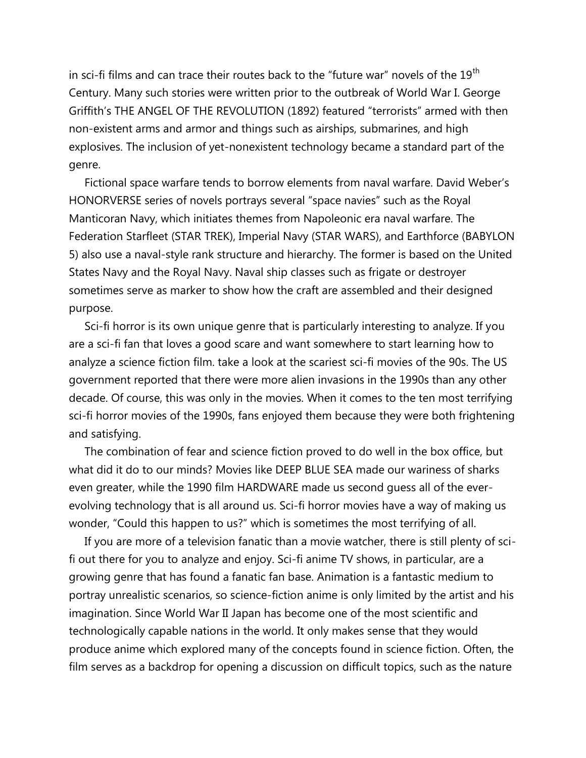in sci-fi films and can trace their routes back to the "future war" novels of the 19th Century. Many such stories were written prior to the outbreak of World War I. George Griffith's THE ANGEL OF THE REVOLUTION (1892) featured "terrorists" armed with then non-existent arms and armor and things such as airships, submarines, and high explosives. The inclusion of yet-nonexistent technology became a standard part of the genre.

Fictional space warfare tends to borrow elements from naval warfare. David Weber's HONORVERSE series of novels portrays several "space navies" such as the Royal Manticoran Navy, which initiates themes from Napoleonic era naval warfare. The Federation Starfleet (STAR TREK), Imperial Navy (STAR WARS), and Earthforce (BABYLON 5) also use a naval-style rank structure and hierarchy. The former is based on the United States Navy and the Royal Navy. Naval ship classes such as frigate or destroyer sometimes serve as marker to show how the craft are assembled and their designed purpose.

Sci-fi horror is its own unique genre that is particularly interesting to analyze. If you are a sci-fi fan that loves a good scare and want somewhere to start learning how to analyze a science fiction film. take a look at the scariest sci-fi movies of the 90s. The US government reported that there were more alien invasions in the 1990s than any other decade. Of course, this was only in the movies. When it comes to the ten most terrifying sci-fi horror movies of the 1990s, fans enjoyed them because they were both frightening and satisfying.

The combination of fear and science fiction proved to do well in the box office, but what did it do to our minds? Movies like DEEP BLUE SEA made our wariness of sharks even greater, while the 1990 film HARDWARE made us second guess all of the ever-evolving technology that is all around us. Sci-fi horror movies have a way of making us wonder, "Could this happen to us?" which is sometimes the most terrifying of all.

If you are more of a television fanatic than a movie watcher, there is still plenty of sci-fi out there for you to analyze and enjoy. Sci-fi anime TV shows, in particular, are a growing genre that has found a fanatic fan base. Animation is a fantastic medium to portray unrealistic scenarios, so science-fiction anime is only limited by the artist and his imagination. Since World War II Japan has become one of the most scientific and technologically capable nations in the world. It only makes sense that they would produce anime which explored many of the concepts found in science fiction. Often, the film serves as a backdrop for opening a discussion on difficult topics, such as the nature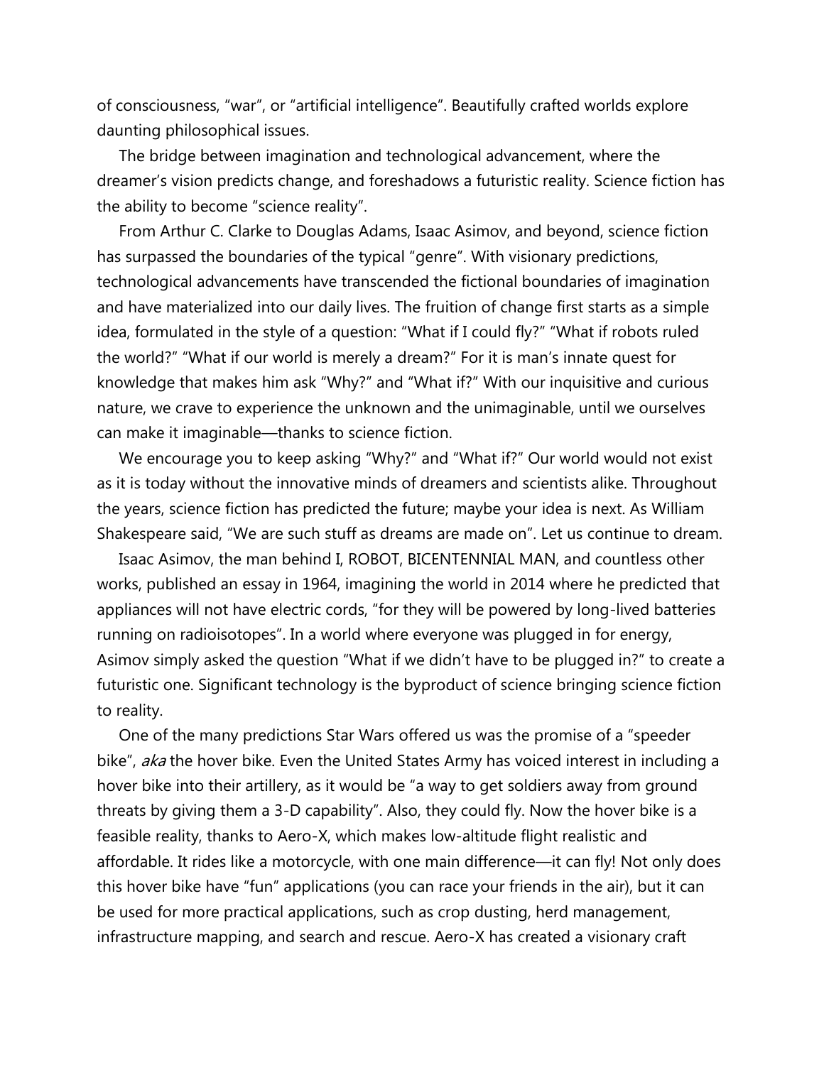of consciousness, “war”, or “artificial intelligence”. Beautifully crafted worlds explore daunting philosophical issues.

The bridge between imagination and technological advancement, where the dreamer’s vision predicts change, and foreshadows a futuristic reality. Science fiction has the ability to become “science reality”.

From Arthur C. Clarke to Douglas Adams, Isaac Asimov, and beyond, science fiction has surpassed the boundaries of the typical “genre”. With visionary predictions, technological advancements have transcended the fictional boundaries of imagination and have materialized into our daily lives. The fruition of change first starts as a simple idea, formulated in the style of a question: “What if I could fly?” “What if robots ruled the world?” “What if our world is merely a dream?” For it is man’s innate quest for knowledge that makes him ask “Why?” and “What if?” With our inquisitive and curious nature, we crave to experience the unknown and the unimaginable, until we ourselves can make it imaginable—thanks to science fiction.

We encourage you to keep asking “Why?” and “What if?” Our world would not exist as it is today without the innovative minds of dreamers and scientists alike. Throughout the years, science fiction has predicted the future; maybe your idea is next. As William Shakespeare said, “We are such stuff as dreams are made on”. Let us continue to dream.

Isaac Asimov, the man behind I, ROBOT, BICENTENNIAL MAN, and countless other works, published an essay in 1964, imagining the world in 2014 where he predicted that appliances will not have electric cords, “for they will be powered by long-lived batteries running on radioisotopes”. In a world where everyone was plugged in for energy, Asimov simply asked the question “What if we didn’t have to be plugged in?” to create a futuristic one. Significant technology is the byproduct of science bringing science fiction to reality.

One of the many predictions Star Wars offered us was the promise of a “speeder bike”, *aka* the hover bike. Even the United States Army has voiced interest in including a hover bike into their artillery, as it would be “a way to get soldiers away from ground threats by giving them a 3-D capability”. Also, they could fly. Now the hover bike is a feasible reality, thanks to Aero-X, which makes low-altitude flight realistic and affordable. It rides like a motorcycle, with one main difference—it can fly! Not only does this hover bike have “fun” applications (you can race your friends in the air), but it can be used for more practical applications, such as crop dusting, herd management, infrastructure mapping, and search and rescue. Aero-X has created a visionary craft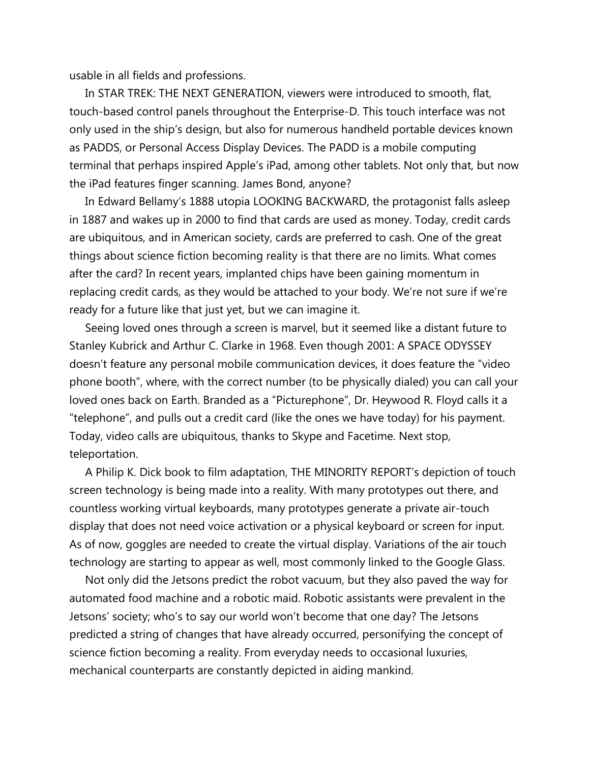usable in all fields and professions.

In STAR TREK: THE NEXT GENERATION, viewers were introduced to smooth, flat, touch-based control panels throughout the Enterprise-D. This touch interface was not only used in the ship's design, but also for numerous handheld portable devices known as PADDS, or Personal Access Display Devices. The PADD is a mobile computing terminal that perhaps inspired Apple's iPad, among other tablets. Not only that, but now the iPad features finger scanning. James Bond, anyone?

In Edward Bellamy's 1888 utopia LOOKING BACKWARD, the protagonist falls asleep in 1887 and wakes up in 2000 to find that cards are used as money. Today, credit cards are ubiquitous, and in American society, cards are preferred to cash. One of the great things about science fiction becoming reality is that there are no limits. What comes after the card? In recent years, implanted chips have been gaining momentum in replacing credit cards, as they would be attached to your body. We're not sure if we're ready for a future like that just yet, but we can imagine it.

Seeing loved ones through a screen is marvel, but it seemed like a distant future to Stanley Kubrick and Arthur C. Clarke in 1968. Even though 2001: A SPACE ODYSSEY doesn't feature any personal mobile communication devices, it does feature the "video phone booth", where, with the correct number (to be physically dialed) you can call your loved ones back on Earth. Branded as a "Picturephone", Dr. Heywood R. Floyd calls it a "telephone", and pulls out a credit card (like the ones we have today) for his payment. Today, video calls are ubiquitous, thanks to Skype and Facetime. Next stop, teleportation.

A Philip K. Dick book to film adaptation, THE MINORITY REPORT's depiction of touch screen technology is being made into a reality. With many prototypes out there, and countless working virtual keyboards, many prototypes generate a private air-touch display that does not need voice activation or a physical keyboard or screen for input. As of now, goggles are needed to create the virtual display. Variations of the air touch technology are starting to appear as well, most commonly linked to the Google Glass.

Not only did the Jetsons predict the robot vacuum, but they also paved the way for automated food machine and a robotic maid. Robotic assistants were prevalent in the Jetsons' society; who's to say our world won't become that one day? The Jetsons predicted a string of changes that have already occurred, personifying the concept of science fiction becoming a reality. From everyday needs to occasional luxuries, mechanical counterparts are constantly depicted in aiding mankind.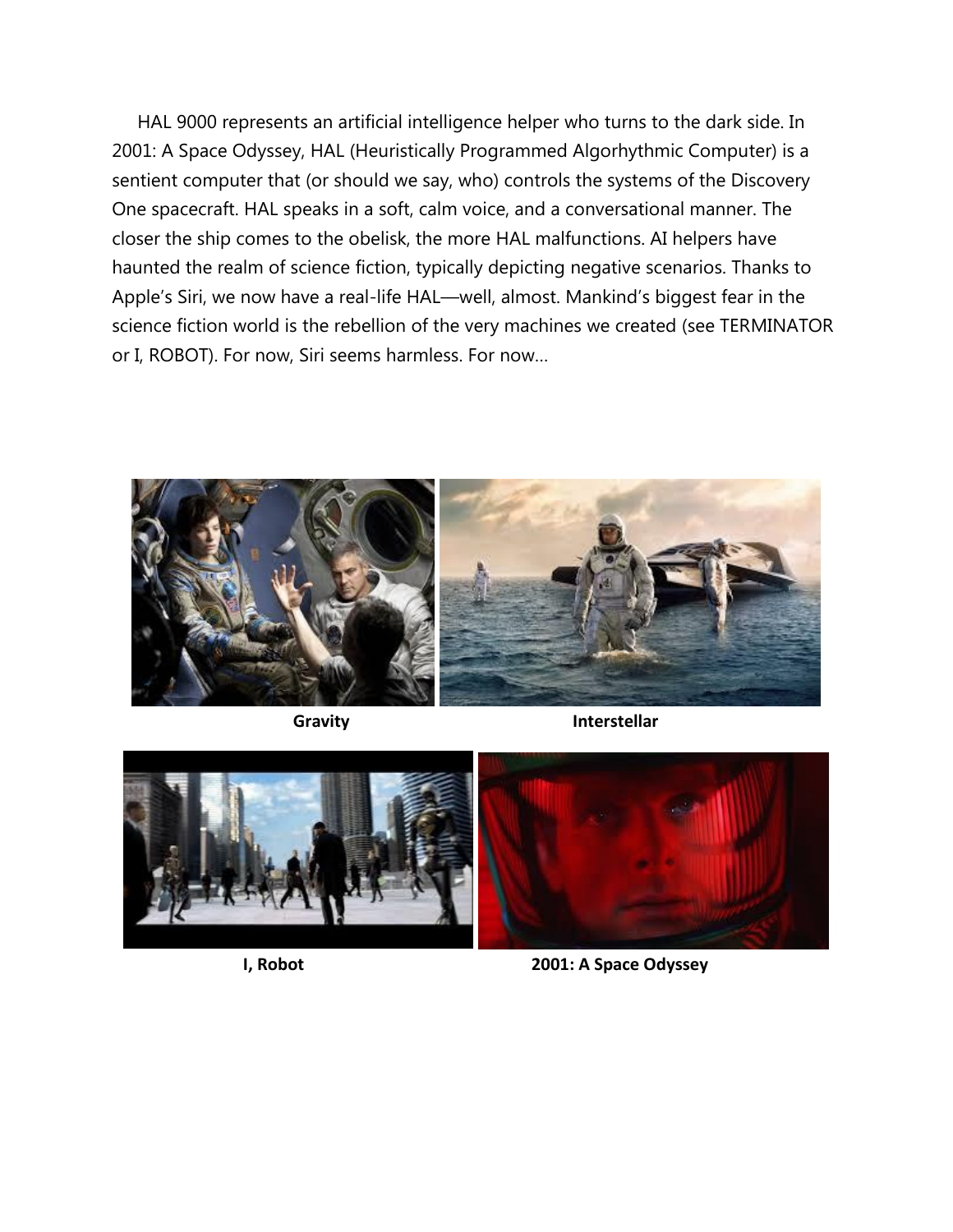HAL 9000 represents an artificial intelligence helper who turns to the dark side. In 2001: A Space Odyssey, HAL (Heuristically Programmed Algorhythmic Computer) is a sentient computer that (or should we say, who) controls the systems of the Discovery One spacecraft. HAL speaks in a soft, calm voice, and a conversational manner. The closer the ship comes to the obelisk, the more HAL malfunctions. AI helpers have haunted the realm of science fiction, typically depicting negative scenarios. Thanks to Apple's Siri, we now have a real-life HAL—well, almost. Mankind's biggest fear in the science fiction world is the rebellion of the very machines we created (see TERMINATOR or I, ROBOT). For now, Siri seems harmless. For now…

**Gravity**

**Interstellar**

**I, Robot**

**2001: A Space Odyssey**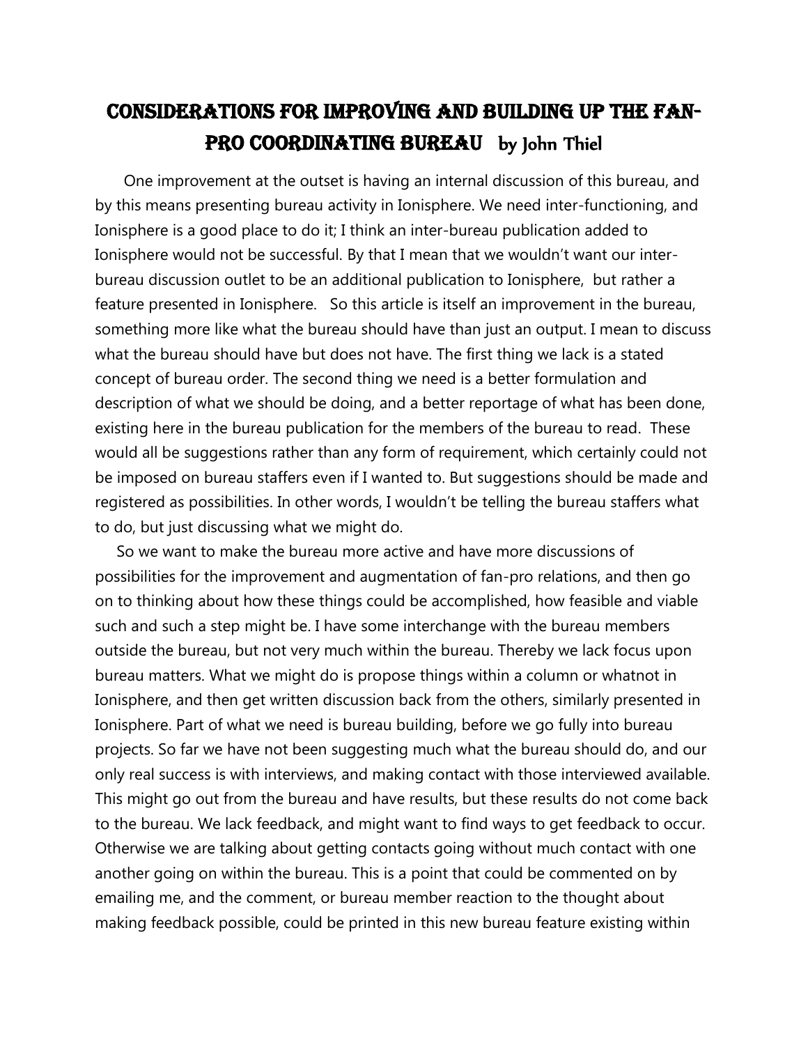# Considerations for Improving and Building Up the Fan-Pro Coordinating Bureau by John Thiel

One improvement at the outset is having an internal discussion of this bureau, and by this means presenting bureau activity in Ionisphere. We need inter-functioning, and Ionisphere is a good place to do it; I think an inter-bureau publication added to Ionisphere would not be successful. By that I mean that we wouldn't want our inter-bureau discussion outlet to be an additional publication to Ionisphere, but rather a feature presented in Ionisphere. So this article is itself an improvement in the bureau, something more like what the bureau should have than just an output. I mean to discuss what the bureau should have but does not have. The first thing we lack is a stated concept of bureau order. The second thing we need is a better formulation and description of what we should be doing, and a better reportage of what has been done, existing here in the bureau publication for the members of the bureau to read. These would all be suggestions rather than any form of requirement, which certainly could not be imposed on bureau staffers even if I wanted to. But suggestions should be made and registered as possibilities. In other words, I wouldn't be telling the bureau staffers what to do, but just discussing what we might do.

So we want to make the bureau more active and have more discussions of possibilities for the improvement and augmentation of fan-pro relations, and then go on to thinking about how these things could be accomplished, how feasible and viable such and such a step might be. I have some interchange with the bureau members outside the bureau, but not very much within the bureau. Thereby we lack focus upon bureau matters. What we might do is propose things within a column or whatnot in Ionisphere, and then get written discussion back from the others, similarly presented in Ionisphere. Part of what we need is bureau building, before we go fully into bureau projects. So far we have not been suggesting much what the bureau should do, and our only real success is with interviews, and making contact with those interviewed available. This might go out from the bureau and have results, but these results do not come back to the bureau. We lack feedback, and might want to find ways to get feedback to occur. Otherwise we are talking about getting contacts going without much contact with one another going on within the bureau. This is a point that could be commented on by emailing me, and the comment, or bureau member reaction to the thought about making feedback possible, could be printed in this new bureau feature existing within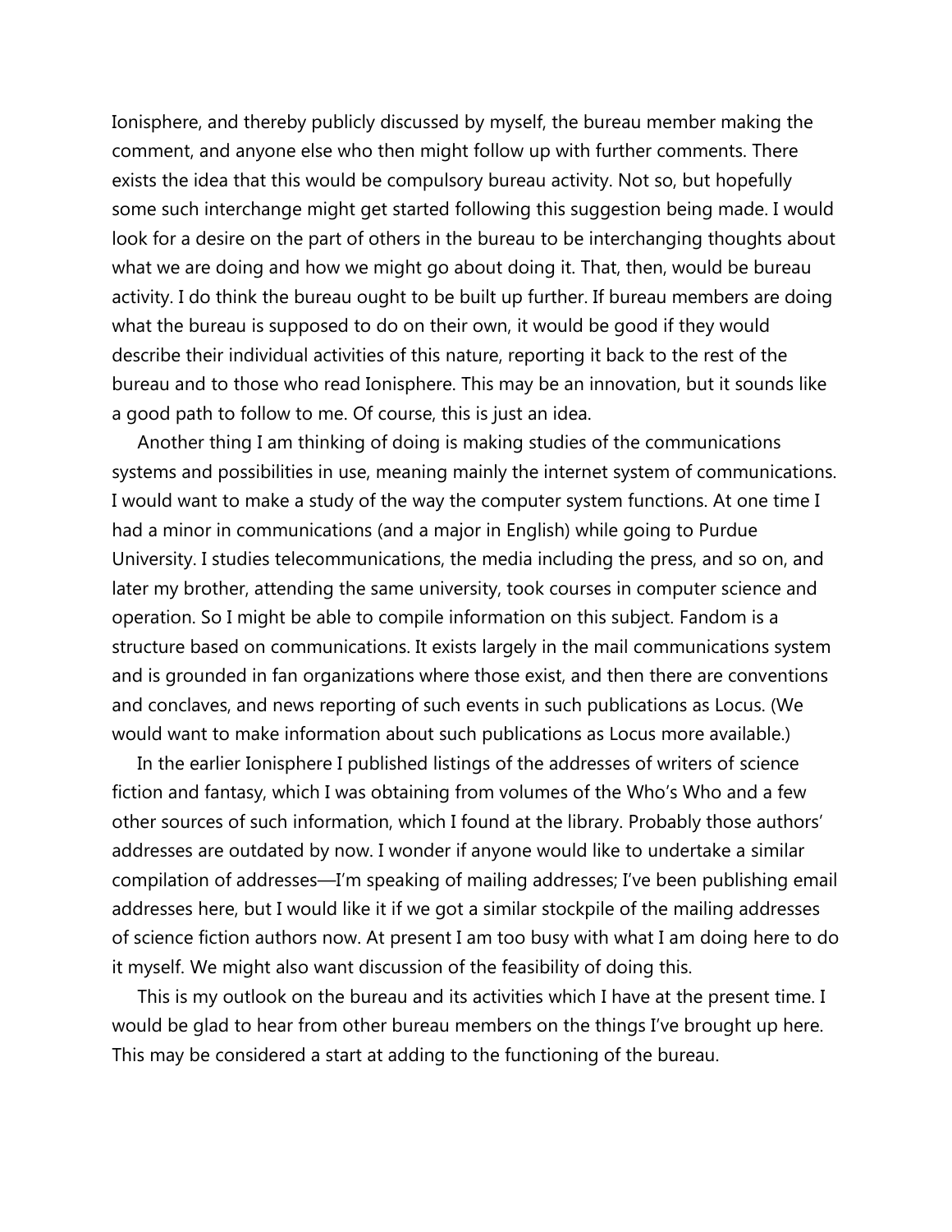Ionisphere, and thereby publicly discussed by myself, the bureau member making the comment, and anyone else who then might follow up with further comments. There exists the idea that this would be compulsory bureau activity. Not so, but hopefully some such interchange might get started following this suggestion being made. I would look for a desire on the part of others in the bureau to be interchanging thoughts about what we are doing and how we might go about doing it. That, then, would be bureau activity. I do think the bureau ought to be built up further. If bureau members are doing what the bureau is supposed to do on their own, it would be good if they would describe their individual activities of this nature, reporting it back to the rest of the bureau and to those who read Ionisphere. This may be an innovation, but it sounds like a good path to follow to me. Of course, this is just an idea.

Another thing I am thinking of doing is making studies of the communications systems and possibilities in use, meaning mainly the internet system of communications. I would want to make a study of the way the computer system functions. At one time I had a minor in communications (and a major in English) while going to Purdue University. I studies telecommunications, the media including the press, and so on, and later my brother, attending the same university, took courses in computer science and operation. So I might be able to compile information on this subject. Fandom is a structure based on communications. It exists largely in the mail communications system and is grounded in fan organizations where those exist, and then there are conventions and conclaves, and news reporting of such events in such publications as Locus. (We would want to make information about such publications as Locus more available.)

In the earlier Ionisphere I published listings of the addresses of writers of science fiction and fantasy, which I was obtaining from volumes of the Who's Who and a few other sources of such information, which I found at the library. Probably those authors' addresses are outdated by now. I wonder if anyone would like to undertake a similar compilation of addresses—I'm speaking of mailing addresses; I've been publishing email addresses here, but I would like it if we got a similar stockpile of the mailing addresses of science fiction authors now. At present I am too busy with what I am doing here to do it myself. We might also want discussion of the feasibility of doing this.

This is my outlook on the bureau and its activities which I have at the present time. I would be glad to hear from other bureau members on the things I've brought up here. This may be considered a start at adding to the functioning of the bureau.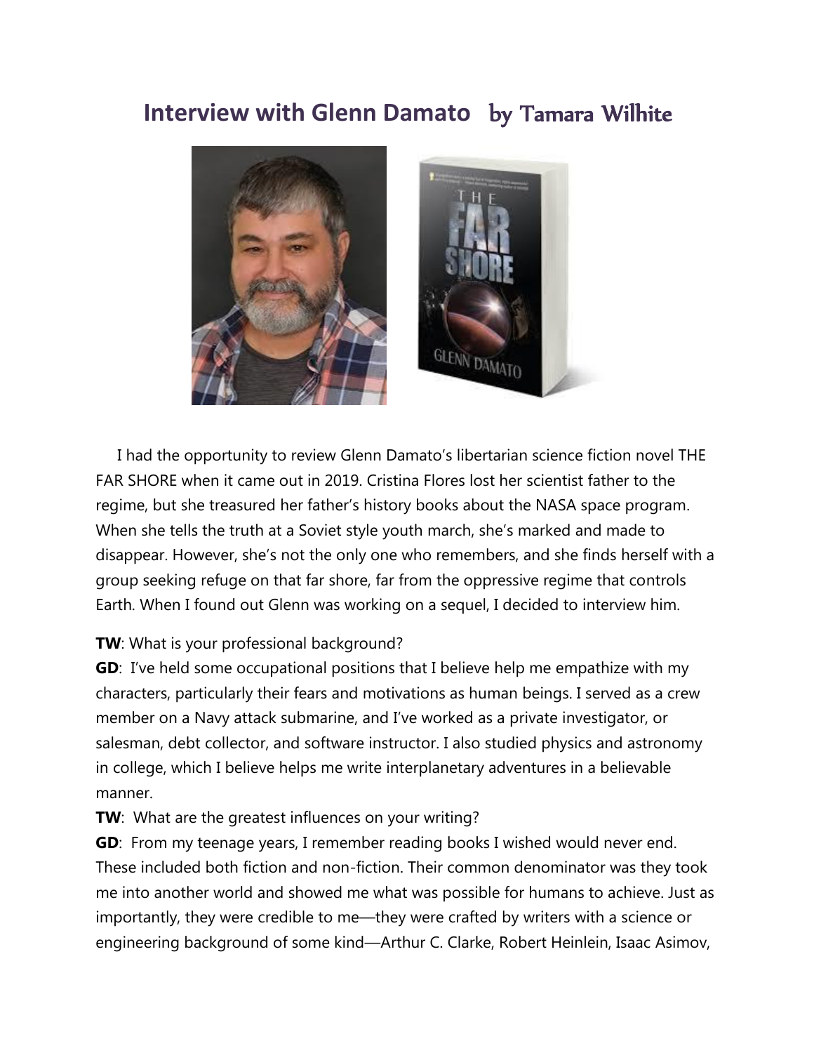# Interview with Glenn Damato by Tamara Wilhite

I had the opportunity to review Glenn Damato's libertarian science fiction novel THE FAR SHORE when it came out in 2019. Cristina Flores lost her scientist father to the regime, but she treasured her father's history books about the NASA space program. When she tells the truth at a Soviet style youth march, she's marked and made to disappear. However, she's not the only one who remembers, and she finds herself with a group seeking refuge on that far shore, far from the oppressive regime that controls Earth. When I found out Glenn was working on a sequel, I decided to interview him.

**TW**: What is your professional background?

**GD**: I've held some occupational positions that I believe help me empathize with my characters, particularly their fears and motivations as human beings. I served as a crew member on a Navy attack submarine, and I've worked as a private investigator, or salesman, debt collector, and software instructor. I also studied physics and astronomy in college, which I believe helps me write interplanetary adventures in a believable manner.

**TW**: What are the greatest influences on your writing?

**GD**: From my teenage years, I remember reading books I wished would never end. These included both fiction and non-fiction. Their common denominator was they took me into another world and showed me what was possible for humans to achieve. Just as importantly, they were credible to me—they were crafted by writers with a science or engineering background of some kind—Arthur C. Clarke, Robert Heinlein, Isaac Asimov,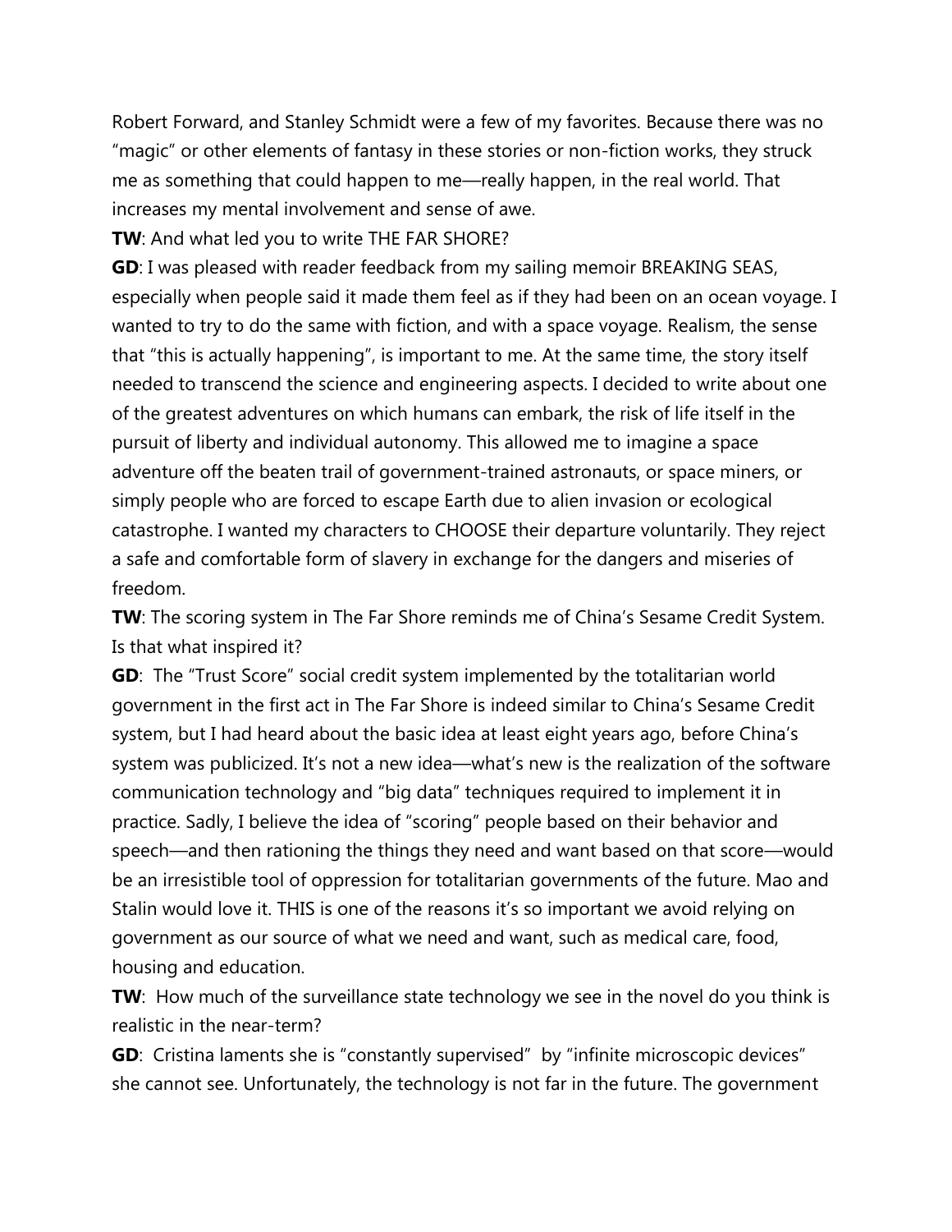Robert Forward, and Stanley Schmidt were a few of my favorites. Because there was no "magic" or other elements of fantasy in these stories or non-fiction works, they struck me as something that could happen to me—really happen, in the real world. That increases my mental involvement and sense of awe.

**TW**: And what led you to write THE FAR SHORE?

**GD**: I was pleased with reader feedback from my sailing memoir BREAKING SEAS, especially when people said it made them feel as if they had been on an ocean voyage. I wanted to try to do the same with fiction, and with a space voyage. Realism, the sense that "this is actually happening", is important to me. At the same time, the story itself needed to transcend the science and engineering aspects. I decided to write about one of the greatest adventures on which humans can embark, the risk of life itself in the pursuit of liberty and individual autonomy. This allowed me to imagine a space adventure off the beaten trail of government-trained astronauts, or space miners, or simply people who are forced to escape Earth due to alien invasion or ecological catastrophe. I wanted my characters to CHOOSE their departure voluntarily. They reject a safe and comfortable form of slavery in exchange for the dangers and miseries of freedom.

**TW**: The scoring system in The Far Shore reminds me of China's Sesame Credit System. Is that what inspired it?

**GD**: The "Trust Score" social credit system implemented by the totalitarian world government in the first act in The Far Shore is indeed similar to China's Sesame Credit system, but I had heard about the basic idea at least eight years ago, before China's system was publicized. It's not a new idea—what's new is the realization of the software communication technology and "big data" techniques required to implement it in practice. Sadly, I believe the idea of "scoring" people based on their behavior and speech—and then rationing the things they need and want based on that score—would be an irresistible tool of oppression for totalitarian governments of the future. Mao and Stalin would love it. THIS is one of the reasons it's so important we avoid relying on government as our source of what we need and want, such as medical care, food, housing and education.

**TW**: How much of the surveillance state technology we see in the novel do you think is realistic in the near-term?

**GD**: Cristina laments she is "constantly supervised" by "infinite microscopic devices" she cannot see. Unfortunately, the technology is not far in the future. The government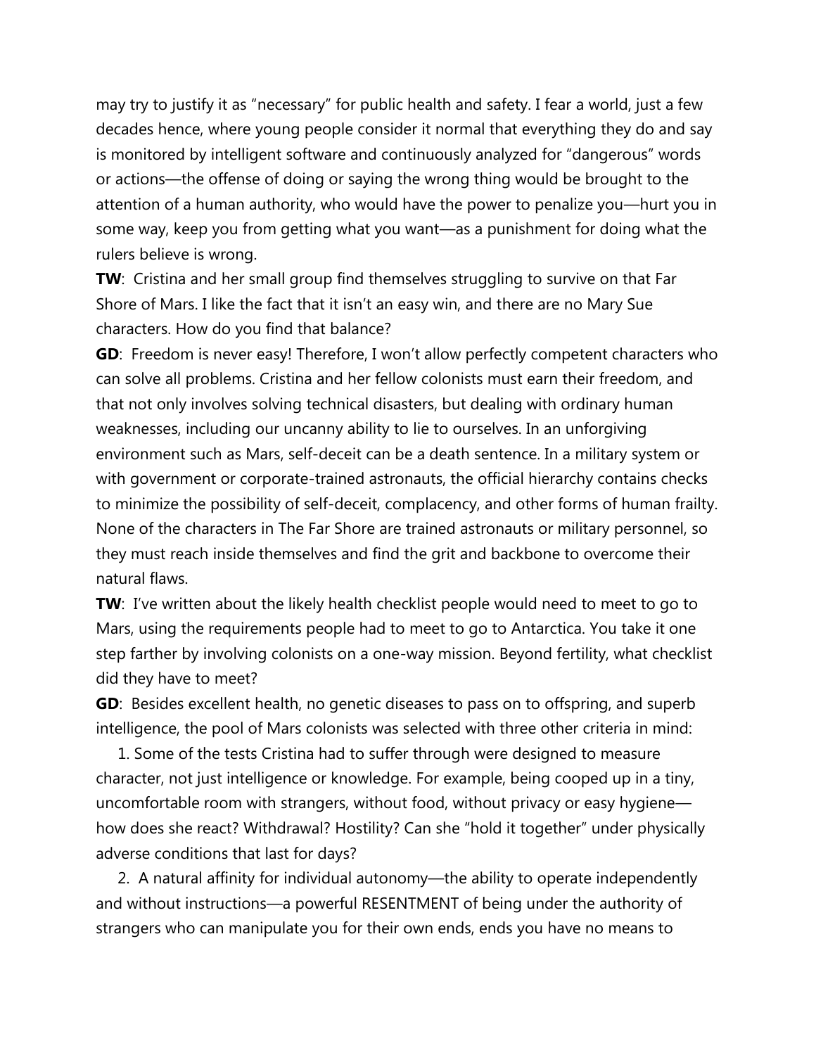may try to justify it as "necessary" for public health and safety. I fear a world, just a few decades hence, where young people consider it normal that everything they do and say is monitored by intelligent software and continuously analyzed for "dangerous" words or actions—the offense of doing or saying the wrong thing would be brought to the attention of a human authority, who would have the power to penalize you—hurt you in some way, keep you from getting what you want—as a punishment for doing what the rulers believe is wrong.

**TW**: Cristina and her small group find themselves struggling to survive on that Far Shore of Mars. I like the fact that it isn't an easy win, and there are no Mary Sue characters. How do you find that balance?

**GD**: Freedom is never easy! Therefore, I won't allow perfectly competent characters who can solve all problems. Cristina and her fellow colonists must earn their freedom, and that not only involves solving technical disasters, but dealing with ordinary human weaknesses, including our uncanny ability to lie to ourselves. In an unforgiving environment such as Mars, self-deceit can be a death sentence. In a military system or with government or corporate-trained astronauts, the official hierarchy contains checks to minimize the possibility of self-deceit, complacency, and other forms of human frailty. None of the characters in The Far Shore are trained astronauts or military personnel, so they must reach inside themselves and find the grit and backbone to overcome their natural flaws.

**TW**: I've written about the likely health checklist people would need to meet to go to Mars, using the requirements people had to meet to go to Antarctica. You take it one step farther by involving colonists on a one-way mission. Beyond fertility, what checklist did they have to meet?

**GD**: Besides excellent health, no genetic diseases to pass on to offspring, and superb intelligence, the pool of Mars colonists was selected with three other criteria in mind:

1. Some of the tests Cristina had to suffer through were designed to measure character, not just intelligence or knowledge. For example, being cooped up in a tiny, uncomfortable room with strangers, without food, without privacy or easy hygiene—how does she react? Withdrawal? Hostility? Can she "hold it together" under physically adverse conditions that last for days?
2. A natural affinity for individual autonomy—the ability to operate independently and without instructions—a powerful RESENTMENT of being under the authority of strangers who can manipulate you for their own ends, ends you have no means to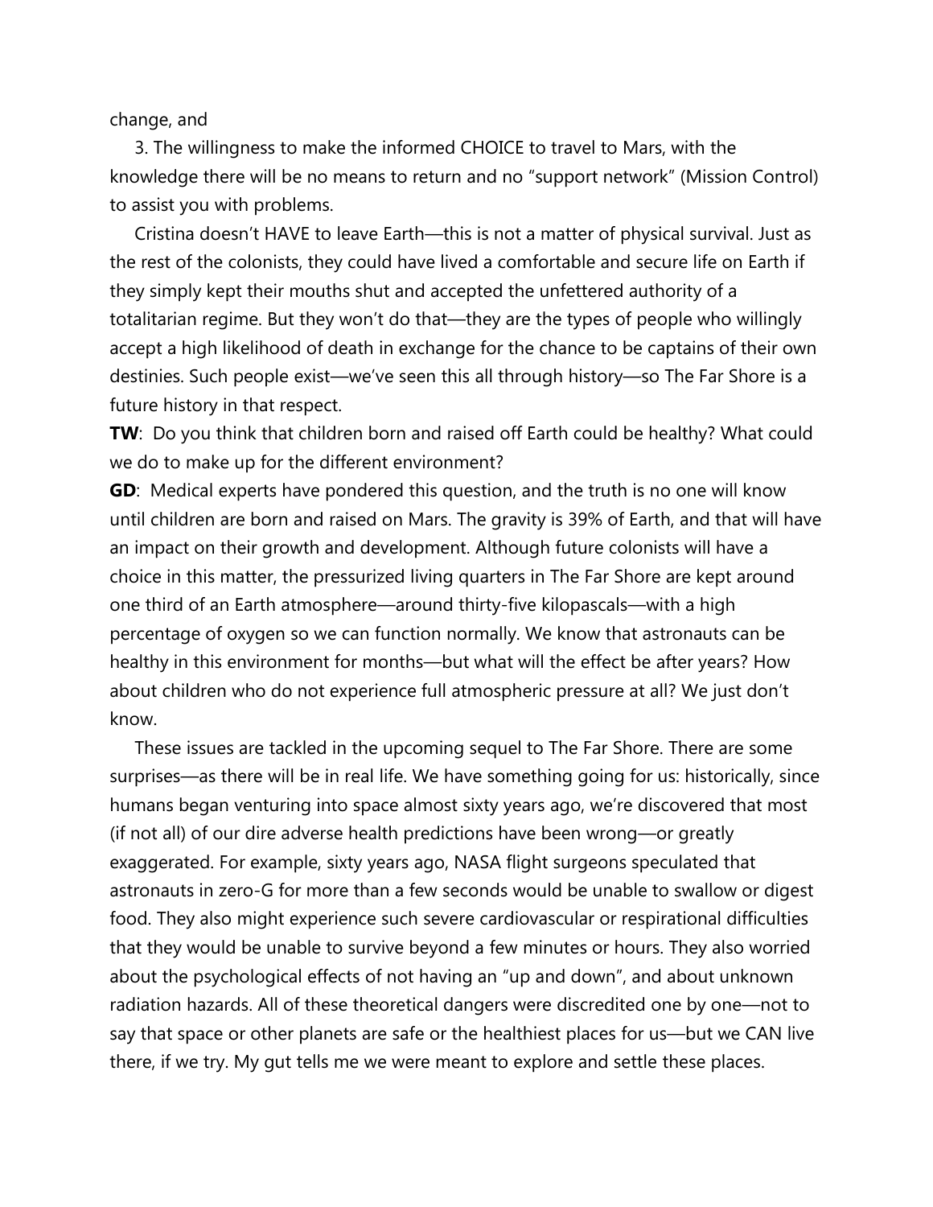change, and

3. The willingness to make the informed CHOICE to travel to Mars, with the knowledge there will be no means to return and no "support network" (Mission Control) to assist you with problems.

Cristina doesn't HAVE to leave Earth—this is not a matter of physical survival. Just as the rest of the colonists, they could have lived a comfortable and secure life on Earth if they simply kept their mouths shut and accepted the unfettered authority of a totalitarian regime. But they won't do that—they are the types of people who willingly accept a high likelihood of death in exchange for the chance to be captains of their own destinies. Such people exist—we've seen this all through history—so The Far Shore is a future history in that respect.

**TW**: Do you think that children born and raised off Earth could be healthy? What could we do to make up for the different environment?

**GD**: Medical experts have pondered this question, and the truth is no one will know until children are born and raised on Mars. The gravity is 39% of Earth, and that will have an impact on their growth and development. Although future colonists will have a choice in this matter, the pressurized living quarters in The Far Shore are kept around one third of an Earth atmosphere—around thirty-five kilopascals—with a high percentage of oxygen so we can function normally. We know that astronauts can be healthy in this environment for months—but what will the effect be after years? How about children who do not experience full atmospheric pressure at all? We just don't know.

These issues are tackled in the upcoming sequel to The Far Shore. There are some surprises—as there will be in real life. We have something going for us: historically, since humans began venturing into space almost sixty years ago, we're discovered that most (if not all) of our dire adverse health predictions have been wrong—or greatly exaggerated. For example, sixty years ago, NASA flight surgeons speculated that astronauts in zero-G for more than a few seconds would be unable to swallow or digest food. They also might experience such severe cardiovascular or respirational difficulties that they would be unable to survive beyond a few minutes or hours. They also worried about the psychological effects of not having an "up and down", and about unknown radiation hazards. All of these theoretical dangers were discredited one by one—not to say that space or other planets are safe or the healthiest places for us—but we CAN live there, if we try. My gut tells me we were meant to explore and settle these places.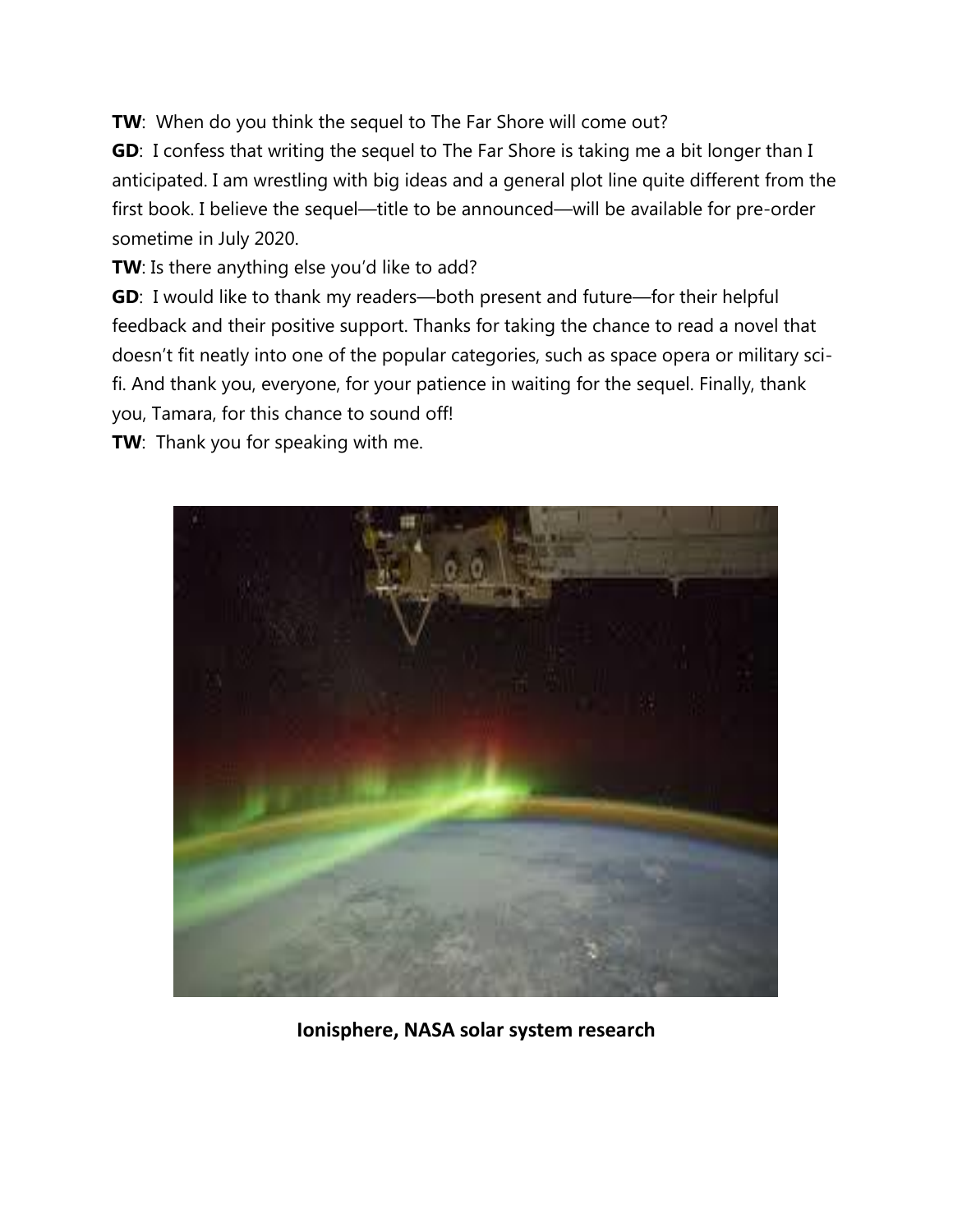**TW**: When do you think the sequel to The Far Shore will come out?

**GD**: I confess that writing the sequel to The Far Shore is taking me a bit longer than I anticipated. I am wrestling with big ideas and a general plot line quite different from the first book. I believe the sequel—title to be announced—will be available for pre-order sometime in July 2020.

**TW**: Is there anything else you'd like to add?

**GD**: I would like to thank my readers—both present and future—for their helpful feedback and their positive support. Thanks for taking the chance to read a novel that doesn't fit neatly into one of the popular categories, such as space opera or military sci-fi. And thank you, everyone, for your patience in waiting for the sequel. Finally, thank you, Tamara, for this chance to sound off!

**TW**: Thank you for speaking with me.

**Ionisphere, NASA solar system research**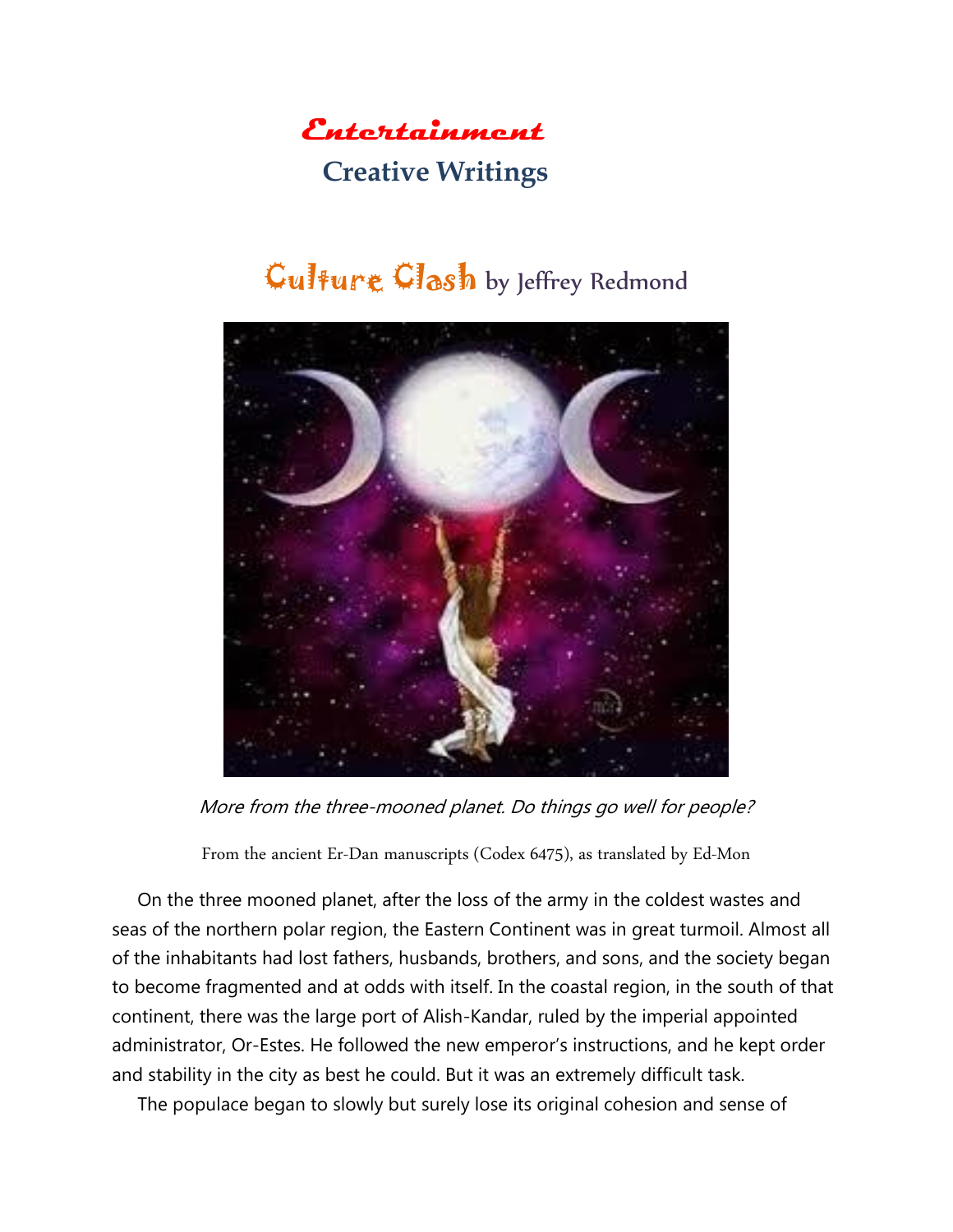# Entertainment

## Creative Writings

### Culture Clash by Jeffrey Redmond

*More from the three-mooned planet. Do things go well for people?*

From the ancient Er-Dan manuscripts (Codex 6475), as translated by Ed-Mon

On the three mooned planet, after the loss of the army in the coldest wastes and seas of the northern polar region, the Eastern Continent was in great turmoil. Almost all of the inhabitants had lost fathers, husbands, brothers, and sons, and the society began to become fragmented and at odds with itself. In the coastal region, in the south of that continent, there was the large port of Alish-Kandar, ruled by the imperial appointed administrator, Or-Estes. He followed the new emperor's instructions, and he kept order and stability in the city as best he could. But it was an extremely difficult task.

The populace began to slowly but surely lose its original cohesion and sense of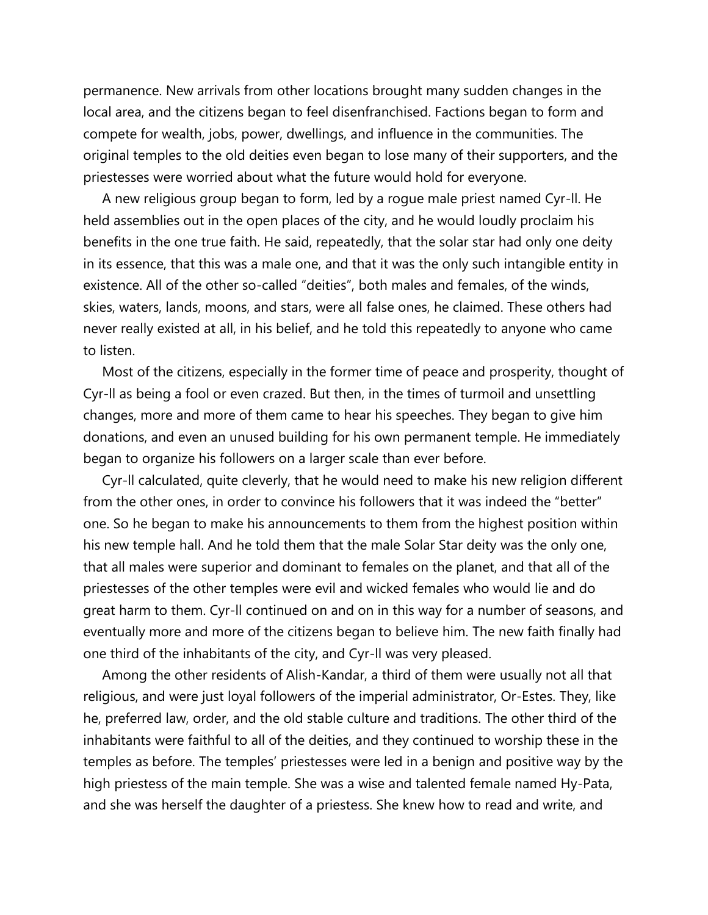permanence. New arrivals from other locations brought many sudden changes in the local area, and the citizens began to feel disenfranchised. Factions began to form and compete for wealth, jobs, power, dwellings, and influence in the communities. The original temples to the old deities even began to lose many of their supporters, and the priestesses were worried about what the future would hold for everyone.

A new religious group began to form, led by a rogue male priest named Cyr-ll. He held assemblies out in the open places of the city, and he would loudly proclaim his benefits in the one true faith. He said, repeatedly, that the solar star had only one deity in its essence, that this was a male one, and that it was the only such intangible entity in existence. All of the other so-called "deities", both males and females, of the winds, skies, waters, lands, moons, and stars, were all false ones, he claimed. These others had never really existed at all, in his belief, and he told this repeatedly to anyone who came to listen.

Most of the citizens, especially in the former time of peace and prosperity, thought of Cyr-ll as being a fool or even crazed. But then, in the times of turmoil and unsettling changes, more and more of them came to hear his speeches. They began to give him donations, and even an unused building for his own permanent temple. He immediately began to organize his followers on a larger scale than ever before.

Cyr-ll calculated, quite cleverly, that he would need to make his new religion different from the other ones, in order to convince his followers that it was indeed the "better" one. So he began to make his announcements to them from the highest position within his new temple hall. And he told them that the male Solar Star deity was the only one, that all males were superior and dominant to females on the planet, and that all of the priestesses of the other temples were evil and wicked females who would lie and do great harm to them. Cyr-ll continued on and on in this way for a number of seasons, and eventually more and more of the citizens began to believe him. The new faith finally had one third of the inhabitants of the city, and Cyr-ll was very pleased.

Among the other residents of Alish-Kandar, a third of them were usually not all that religious, and were just loyal followers of the imperial administrator, Or-Estes. They, like he, preferred law, order, and the old stable culture and traditions. The other third of the inhabitants were faithful to all of the deities, and they continued to worship these in the temples as before. The temples' priestesses were led in a benign and positive way by the high priestess of the main temple. She was a wise and talented female named Hy-Pata, and she was herself the daughter of a priestess. She knew how to read and write, and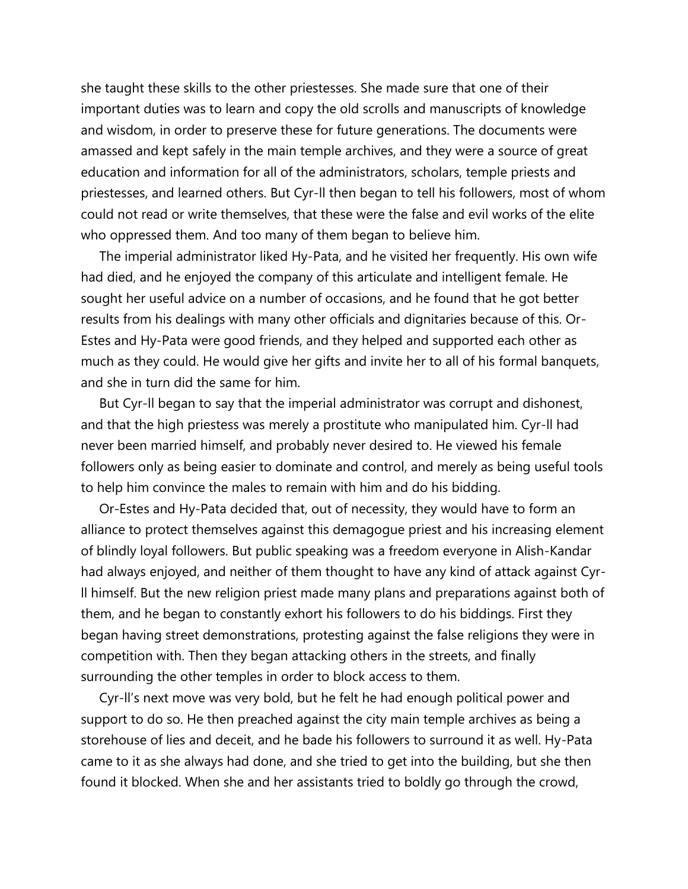she taught these skills to the other priestesses. She made sure that one of their important duties was to learn and copy the old scrolls and manuscripts of knowledge and wisdom, in order to preserve these for future generations. The documents were amassed and kept safely in the main temple archives, and they were a source of great education and information for all of the administrators, scholars, temple priests and priestesses, and learned others. But Cyr-ll then began to tell his followers, most of whom could not read or write themselves, that these were the false and evil works of the elite who oppressed them. And too many of them began to believe him.

The imperial administrator liked Hy-Pata, and he visited her frequently. His own wife had died, and he enjoyed the company of this articulate and intelligent female. He sought her useful advice on a number of occasions, and he found that he got better results from his dealings with many other officials and dignitaries because of this. Or-Estes and Hy-Pata were good friends, and they helped and supported each other as much as they could. He would give her gifts and invite her to all of his formal banquets, and she in turn did the same for him.

But Cyr-ll began to say that the imperial administrator was corrupt and dishonest, and that the high priestess was merely a prostitute who manipulated him. Cyr-ll had never been married himself, and probably never desired to. He viewed his female followers only as being easier to dominate and control, and merely as being useful tools to help him convince the males to remain with him and do his bidding.

Or-Estes and Hy-Pata decided that, out of necessity, they would have to form an alliance to protect themselves against this demagogue priest and his increasing element of blindly loyal followers. But public speaking was a freedom everyone in Alish-Kandar had always enjoyed, and neither of them thought to have any kind of attack against Cyr-ll himself. But the new religion priest made many plans and preparations against both of them, and he began to constantly exhort his followers to do his biddings. First they began having street demonstrations, protesting against the false religions they were in competition with. Then they began attacking others in the streets, and finally surrounding the other temples in order to block access to them.

Cyr-ll's next move was very bold, but he felt he had enough political power and support to do so. He then preached against the city main temple archives as being a storehouse of lies and deceit, and he bade his followers to surround it as well. Hy-Pata came to it as she always had done, and she tried to get into the building, but she then found it blocked. When she and her assistants tried to boldly go through the crowd,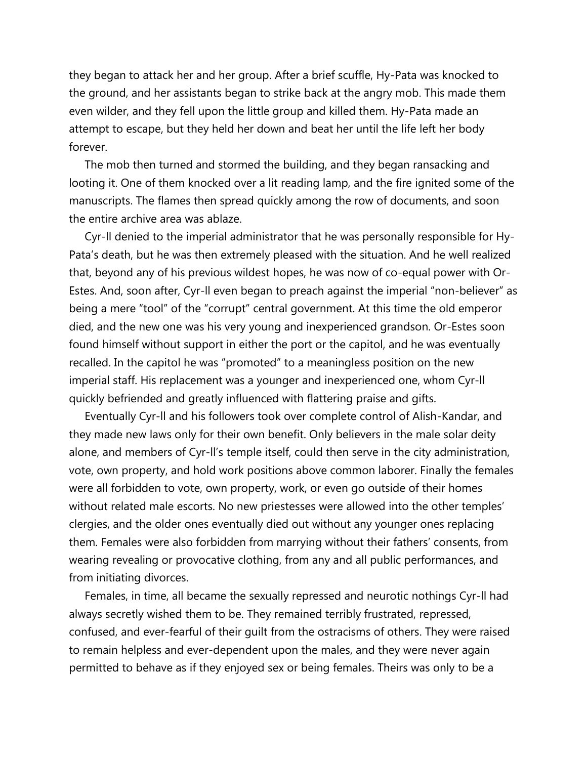they began to attack her and her group. After a brief scuffle, Hy-Pata was knocked to the ground, and her assistants began to strike back at the angry mob. This made them even wilder, and they fell upon the little group and killed them. Hy-Pata made an attempt to escape, but they held her down and beat her until the life left her body forever.

The mob then turned and stormed the building, and they began ransacking and looting it. One of them knocked over a lit reading lamp, and the fire ignited some of the manuscripts. The flames then spread quickly among the row of documents, and soon the entire archive area was ablaze.

Cyr-ll denied to the imperial administrator that he was personally responsible for Hy-Pata's death, but he was then extremely pleased with the situation. And he well realized that, beyond any of his previous wildest hopes, he was now of co-equal power with Or-Estes. And, soon after, Cyr-ll even began to preach against the imperial "non-believer" as being a mere "tool" of the "corrupt" central government. At this time the old emperor died, and the new one was his very young and inexperienced grandson. Or-Estes soon found himself without support in either the port or the capitol, and he was eventually recalled. In the capitol he was "promoted" to a meaningless position on the new imperial staff. His replacement was a younger and inexperienced one, whom Cyr-ll quickly befriended and greatly influenced with flattering praise and gifts.

Eventually Cyr-ll and his followers took over complete control of Alish-Kandar, and they made new laws only for their own benefit. Only believers in the male solar deity alone, and members of Cyr-ll's temple itself, could then serve in the city administration, vote, own property, and hold work positions above common laborer. Finally the females were all forbidden to vote, own property, work, or even go outside of their homes without related male escorts. No new priestesses were allowed into the other temples' clergies, and the older ones eventually died out without any younger ones replacing them. Females were also forbidden from marrying without their fathers' consents, from wearing revealing or provocative clothing, from any and all public performances, and from initiating divorces.

Females, in time, all became the sexually repressed and neurotic nothings Cyr-ll had always secretly wished them to be. They remained terribly frustrated, repressed, confused, and ever-fearful of their guilt from the ostracisms of others. They were raised to remain helpless and ever-dependent upon the males, and they were never again permitted to behave as if they enjoyed sex or being females. Theirs was only to be a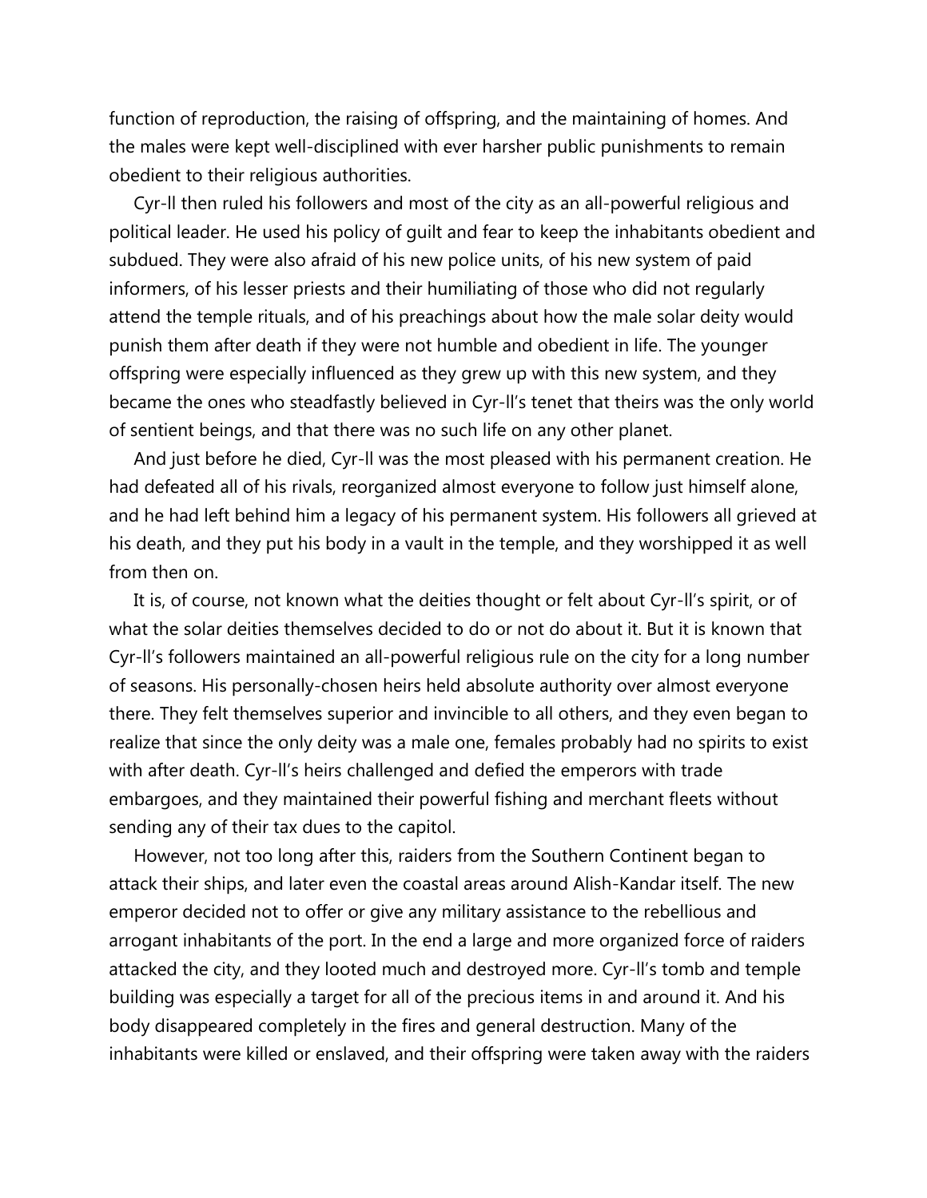function of reproduction, the raising of offspring, and the maintaining of homes. And the males were kept well-disciplined with ever harsher public punishments to remain obedient to their religious authorities.

Cyr-ll then ruled his followers and most of the city as an all-powerful religious and political leader. He used his policy of guilt and fear to keep the inhabitants obedient and subdued. They were also afraid of his new police units, of his new system of paid informers, of his lesser priests and their humiliating of those who did not regularly attend the temple rituals, and of his preachings about how the male solar deity would punish them after death if they were not humble and obedient in life. The younger offspring were especially influenced as they grew up with this new system, and they became the ones who steadfastly believed in Cyr-ll's tenet that theirs was the only world of sentient beings, and that there was no such life on any other planet.

And just before he died, Cyr-ll was the most pleased with his permanent creation. He had defeated all of his rivals, reorganized almost everyone to follow just himself alone, and he had left behind him a legacy of his permanent system. His followers all grieved at his death, and they put his body in a vault in the temple, and they worshipped it as well from then on.

It is, of course, not known what the deities thought or felt about Cyr-ll's spirit, or of what the solar deities themselves decided to do or not do about it. But it is known that Cyr-ll's followers maintained an all-powerful religious rule on the city for a long number of seasons. His personally-chosen heirs held absolute authority over almost everyone there. They felt themselves superior and invincible to all others, and they even began to realize that since the only deity was a male one, females probably had no spirits to exist with after death. Cyr-ll's heirs challenged and defied the emperors with trade embargoes, and they maintained their powerful fishing and merchant fleets without sending any of their tax dues to the capitol.

However, not too long after this, raiders from the Southern Continent began to attack their ships, and later even the coastal areas around Alish-Kandar itself. The new emperor decided not to offer or give any military assistance to the rebellious and arrogant inhabitants of the port. In the end a large and more organized force of raiders attacked the city, and they looted much and destroyed more. Cyr-ll's tomb and temple building was especially a target for all of the precious items in and around it. And his body disappeared completely in the fires and general destruction. Many of the inhabitants were killed or enslaved, and their offspring were taken away with the raiders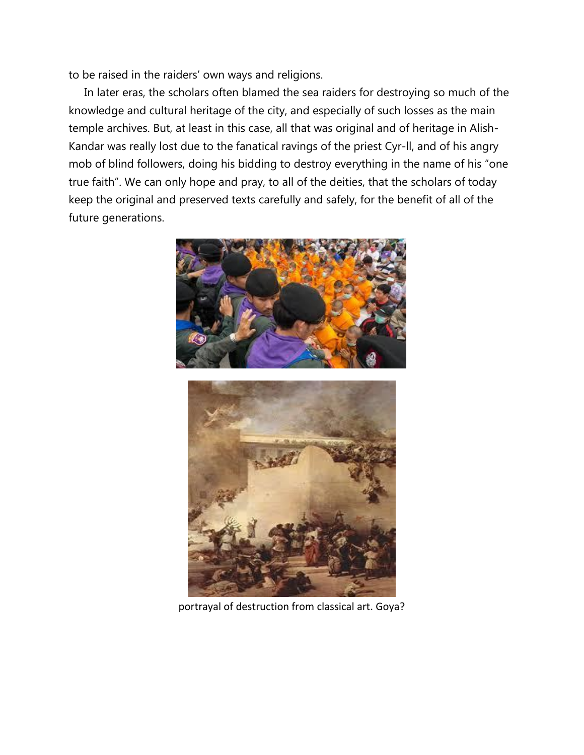to be raised in the raiders' own ways and religions.

In later eras, the scholars often blamed the sea raiders for destroying so much of the knowledge and cultural heritage of the city, and especially of such losses as the main temple archives. But, at least in this case, all that was original and of heritage in Alish-Kandar was really lost due to the fanatical ravings of the priest Cyr-ll, and of his angry mob of blind followers, doing his bidding to destroy everything in the name of his "one true faith". We can only hope and pray, to all of the deities, that the scholars of today keep the original and preserved texts carefully and safely, for the benefit of all of the future generations.

portrayal of destruction from classical art. Goya?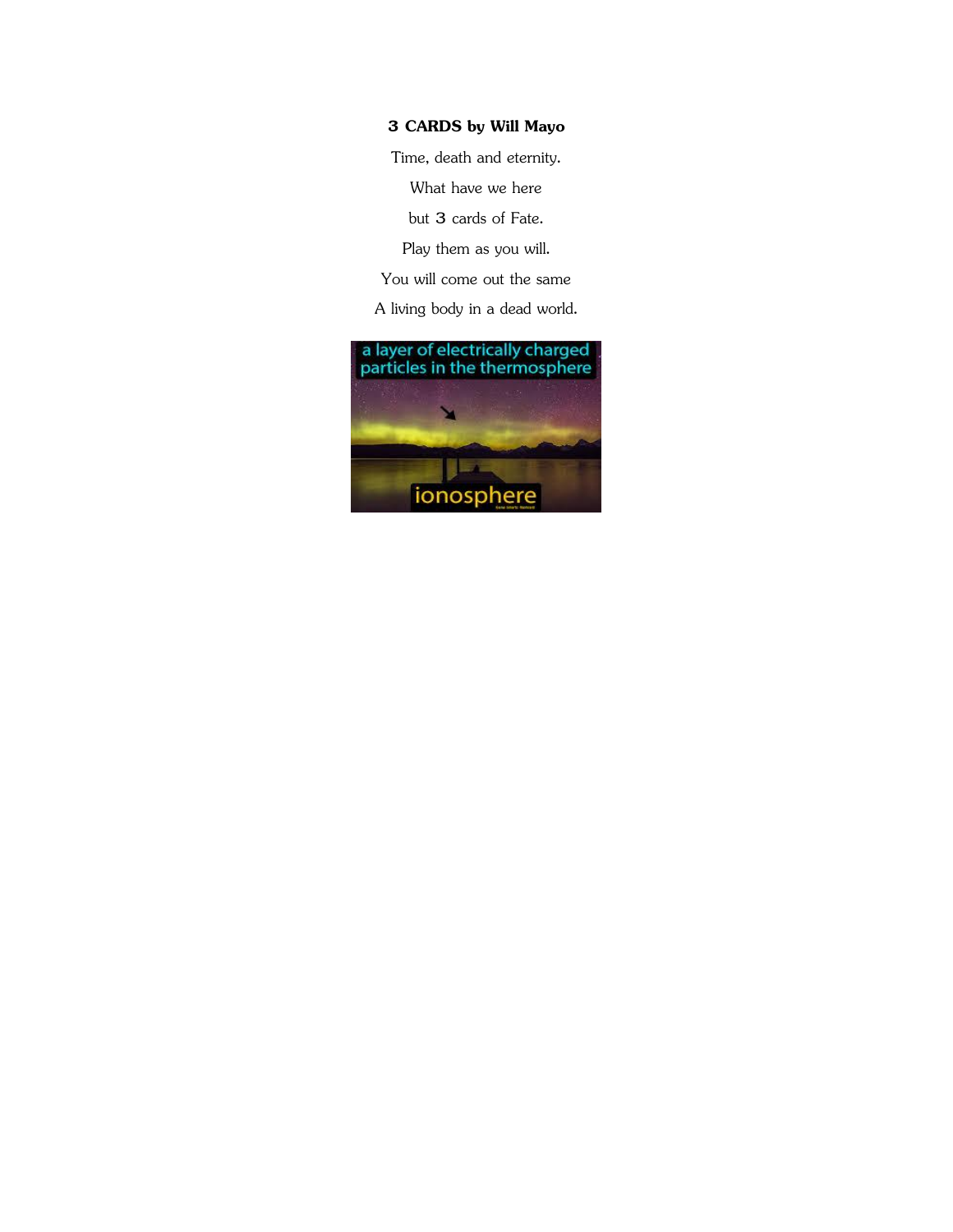**3 CARDS by Will Mayo**

Time, death and eternity.

What have we here

but 3 cards of Fate.

Play them as you will.

You will come out the same

A living body in a dead world.